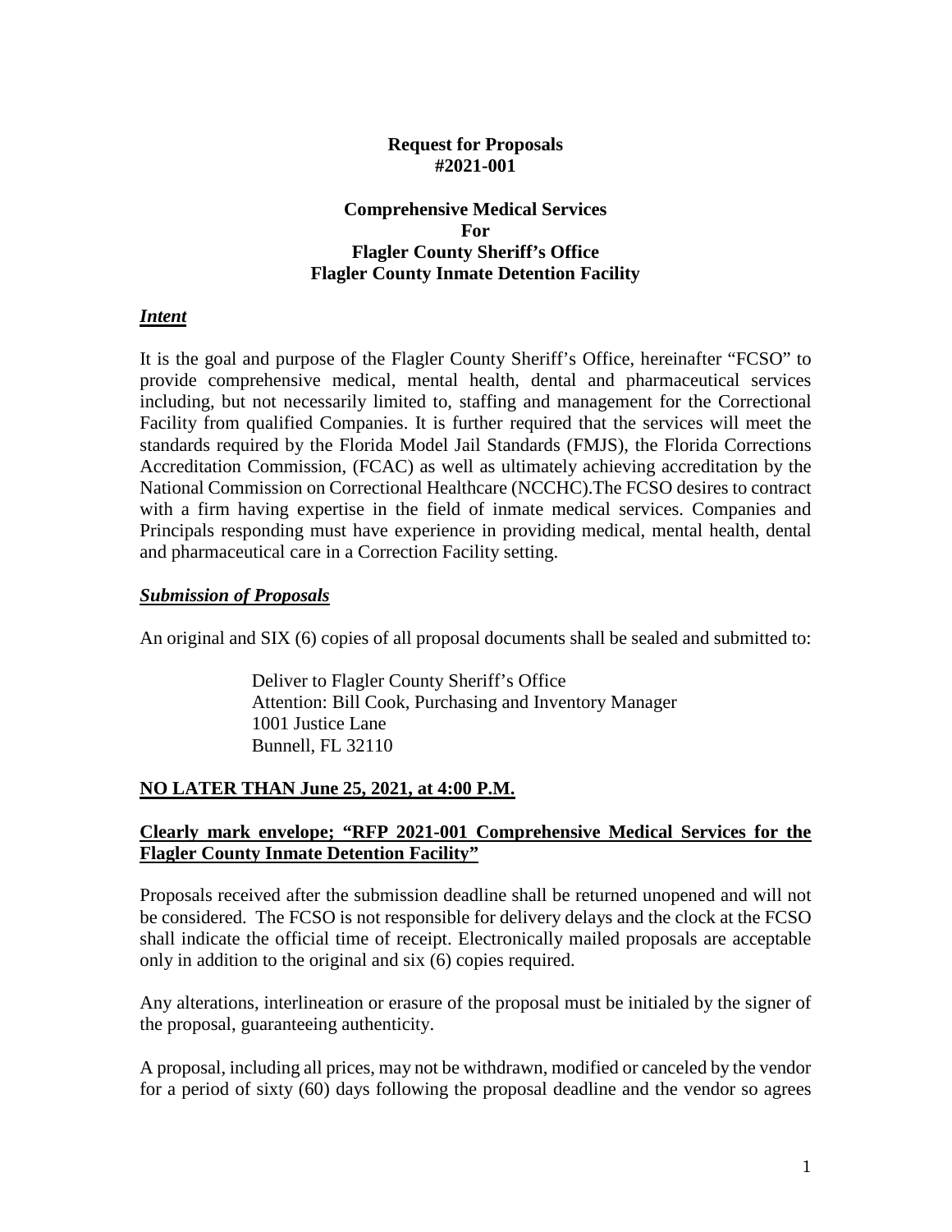**Request for Proposals**
**#2021-001**

**Comprehensive Medical Services**
**For**
**Flagler County Sheriff's Office**
**Flagler County Inmate Detention Facility**

## ***Intent***

It is the goal and purpose of the Flagler County Sheriff's Office, hereinafter "FCSO" to provide comprehensive medical, mental health, dental and pharmaceutical services including, but not necessarily limited to, staffing and management for the Correctional Facility from qualified Companies. It is further required that the services will meet the standards required by the Florida Model Jail Standards (FMJS), the Florida Corrections Accreditation Commission, (FCAC) as well as ultimately achieving accreditation by the National Commission on Correctional Healthcare (NCCHC).The FCSO desires to contract with a firm having expertise in the field of inmate medical services. Companies and Principals responding must have experience in providing medical, mental health, dental and pharmaceutical care in a Correction Facility setting.

## ***Submission of Proposals***

An original and SIX (6) copies of all proposal documents shall be sealed and submitted to:

> Deliver to Flagler County Sheriff's Office
> Attention: Bill Cook, Purchasing and Inventory Manager
> 1001 Justice Lane
> Bunnell, FL 32110

**NO LATER THAN June 25, 2021, at 4:00 P.M.**

**Clearly mark envelope; "RFP 2021-001 Comprehensive Medical Services for the Flagler County Inmate Detention Facility"**

Proposals received after the submission deadline shall be returned unopened and will not be considered. The FCSO is not responsible for delivery delays and the clock at the FCSO shall indicate the official time of receipt. Electronically mailed proposals are acceptable only in addition to the original and six (6) copies required.

Any alterations, interlineation or erasure of the proposal must be initialed by the signer of the proposal, guaranteeing authenticity.

A proposal, including all prices, may not be withdrawn, modified or canceled by the vendor for a period of sixty (60) days following the proposal deadline and the vendor so agrees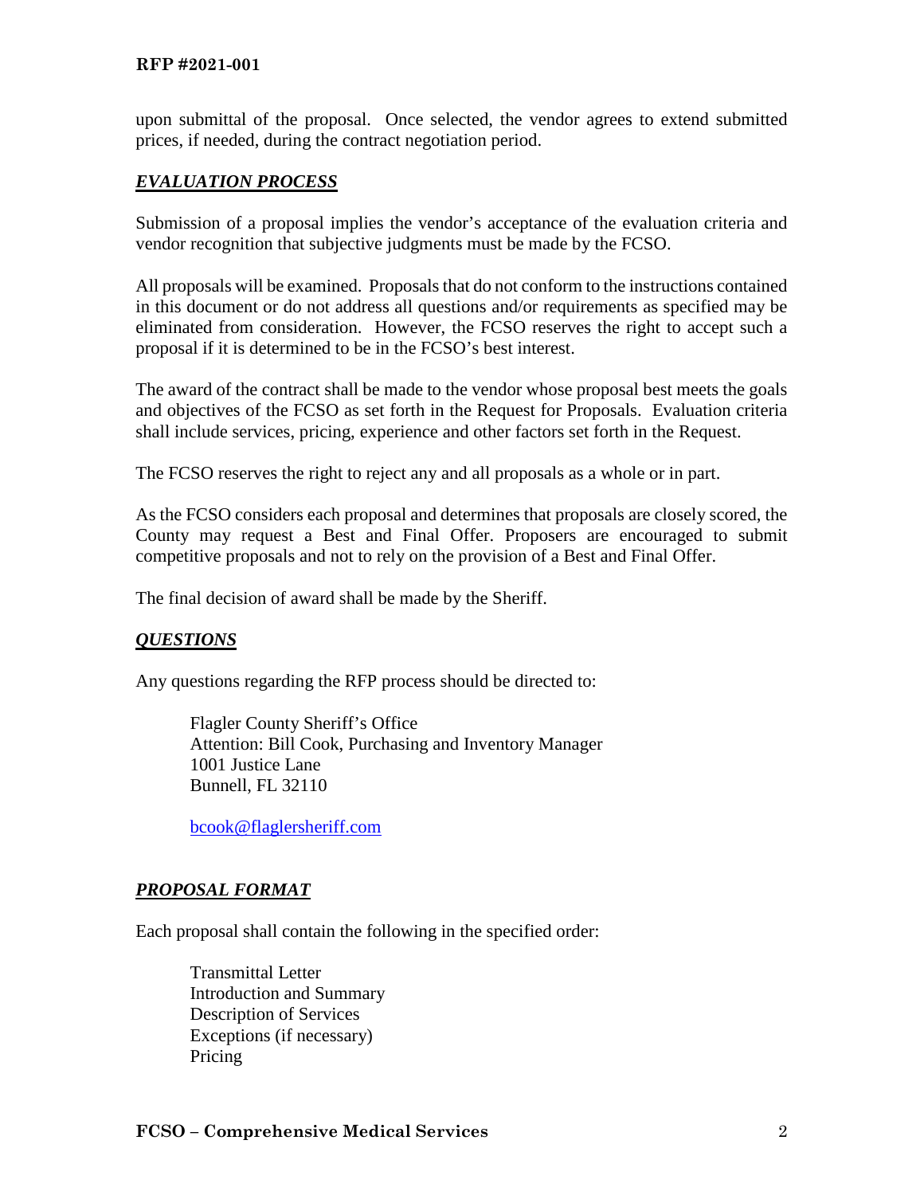upon submittal of the proposal. Once selected, the vendor agrees to extend submitted prices, if needed, during the contract negotiation period.

## ***EVALUATION PROCESS***

Submission of a proposal implies the vendor's acceptance of the evaluation criteria and vendor recognition that subjective judgments must be made by the FCSO.

All proposals will be examined. Proposals that do not conform to the instructions contained in this document or do not address all questions and/or requirements as specified may be eliminated from consideration. However, the FCSO reserves the right to accept such a proposal if it is determined to be in the FCSO's best interest.

The award of the contract shall be made to the vendor whose proposal best meets the goals and objectives of the FCSO as set forth in the Request for Proposals. Evaluation criteria shall include services, pricing, experience and other factors set forth in the Request.

The FCSO reserves the right to reject any and all proposals as a whole or in part.

As the FCSO considers each proposal and determines that proposals are closely scored, the County may request a Best and Final Offer. Proposers are encouraged to submit competitive proposals and not to rely on the provision of a Best and Final Offer.

The final decision of award shall be made by the Sheriff.

## ***QUESTIONS***

Any questions regarding the RFP process should be directed to:

Flagler County Sheriff's Office
Attention: Bill Cook, Purchasing and Inventory Manager
1001 Justice Lane
Bunnell, FL 32110

bcook@flaglersheriff.com

## ***PROPOSAL FORMAT***

Each proposal shall contain the following in the specified order:

Transmittal Letter
Introduction and Summary
Description of Services
Exceptions (if necessary)
Pricing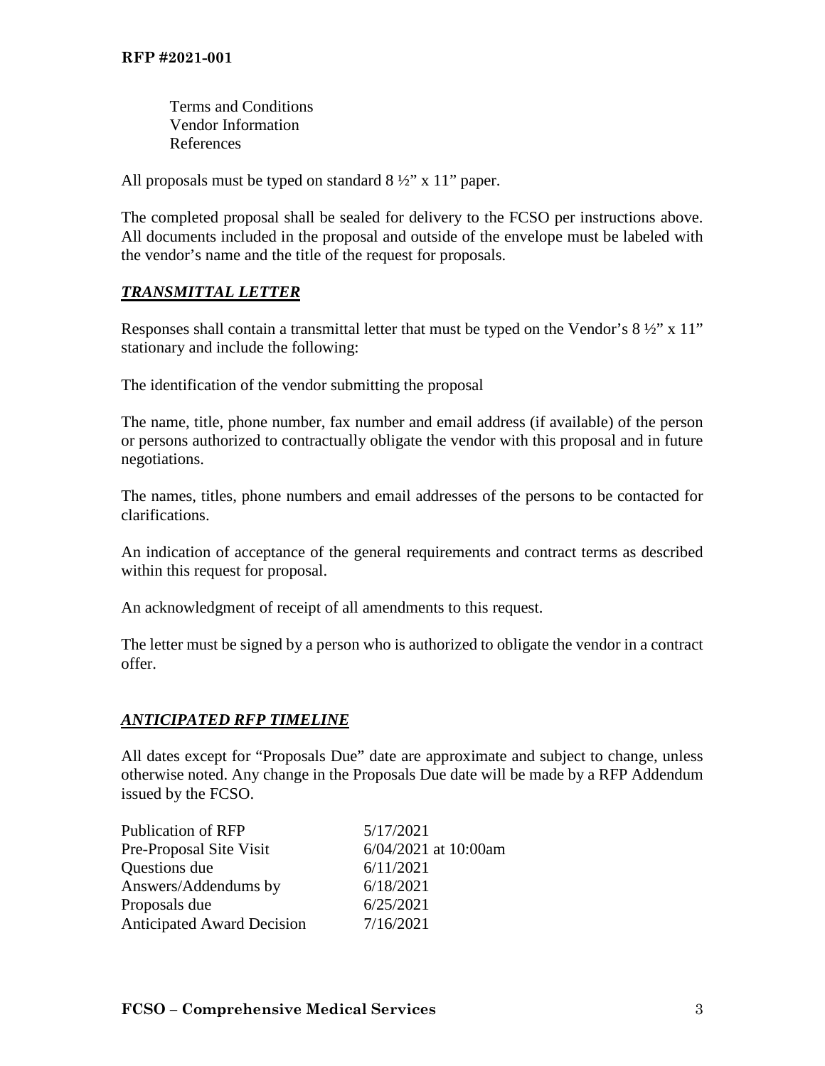Terms and Conditions
Vendor Information
References

All proposals must be typed on standard 8 ½" x 11" paper.

The completed proposal shall be sealed for delivery to the FCSO per instructions above. All documents included in the proposal and outside of the envelope must be labeled with the vendor's name and the title of the request for proposals.

## ***TRANSMITTAL LETTER***

Responses shall contain a transmittal letter that must be typed on the Vendor's 8 ½" x 11" stationary and include the following:

The identification of the vendor submitting the proposal

The name, title, phone number, fax number and email address (if available) of the person or persons authorized to contractually obligate the vendor with this proposal and in future negotiations.

The names, titles, phone numbers and email addresses of the persons to be contacted for clarifications.

An indication of acceptance of the general requirements and contract terms as described within this request for proposal.

An acknowledgment of receipt of all amendments to this request.

The letter must be signed by a person who is authorized to obligate the vendor in a contract offer.

## ***ANTICIPATED RFP TIMELINE***

All dates except for "Proposals Due" date are approximate and subject to change, unless otherwise noted. Any change in the Proposals Due date will be made by a RFP Addendum issued by the FCSO.

| | |
|---|---|
| Publication of RFP | 5/17/2021 |
| Pre-Proposal Site Visit | 6/04/2021 at 10:00am |
| Questions due | 6/11/2021 |
| Answers/Addendums by | 6/18/2021 |
| Proposals due | 6/25/2021 |
| Anticipated Award Decision | 7/16/2021 |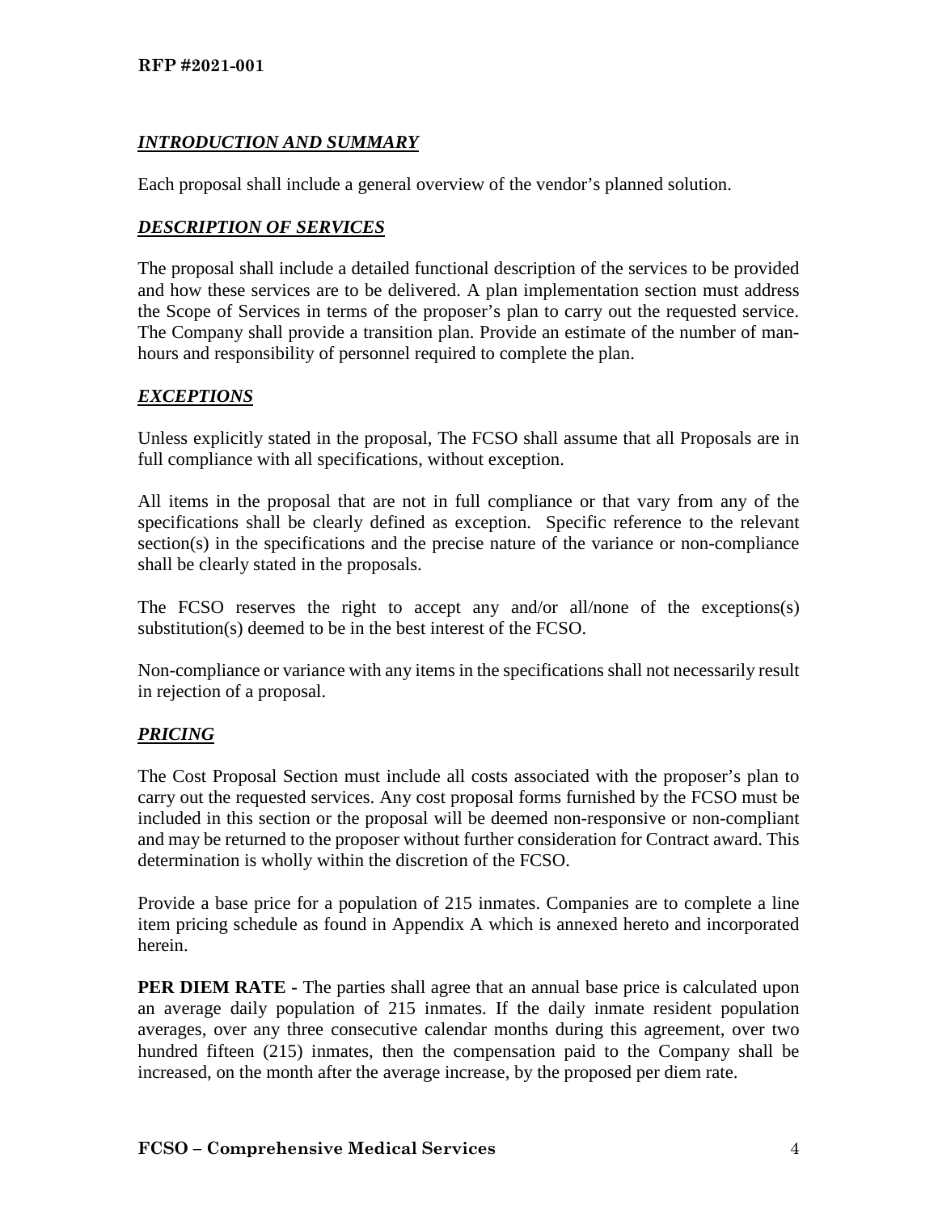## *INTRODUCTION AND SUMMARY*

Each proposal shall include a general overview of the vendor's planned solution.

## *DESCRIPTION OF SERVICES*

The proposal shall include a detailed functional description of the services to be provided and how these services are to be delivered. A plan implementation section must address the Scope of Services in terms of the proposer's plan to carry out the requested service. The Company shall provide a transition plan. Provide an estimate of the number of man-hours and responsibility of personnel required to complete the plan.

## *EXCEPTIONS*

Unless explicitly stated in the proposal, The FCSO shall assume that all Proposals are in full compliance with all specifications, without exception.

All items in the proposal that are not in full compliance or that vary from any of the specifications shall be clearly defined as exception. Specific reference to the relevant section(s) in the specifications and the precise nature of the variance or non-compliance shall be clearly stated in the proposals.

The FCSO reserves the right to accept any and/or all/none of the exceptions(s) substitution(s) deemed to be in the best interest of the FCSO.

Non-compliance or variance with any items in the specifications shall not necessarily result in rejection of a proposal.

## *PRICING*

The Cost Proposal Section must include all costs associated with the proposer's plan to carry out the requested services. Any cost proposal forms furnished by the FCSO must be included in this section or the proposal will be deemed non-responsive or non-compliant and may be returned to the proposer without further consideration for Contract award. This determination is wholly within the discretion of the FCSO.

Provide a base price for a population of 215 inmates. Companies are to complete a line item pricing schedule as found in Appendix A which is annexed hereto and incorporated herein.

**PER DIEM RATE -** The parties shall agree that an annual base price is calculated upon an average daily population of 215 inmates. If the daily inmate resident population averages, over any three consecutive calendar months during this agreement, over two hundred fifteen (215) inmates, then the compensation paid to the Company shall be increased, on the month after the average increase, by the proposed per diem rate.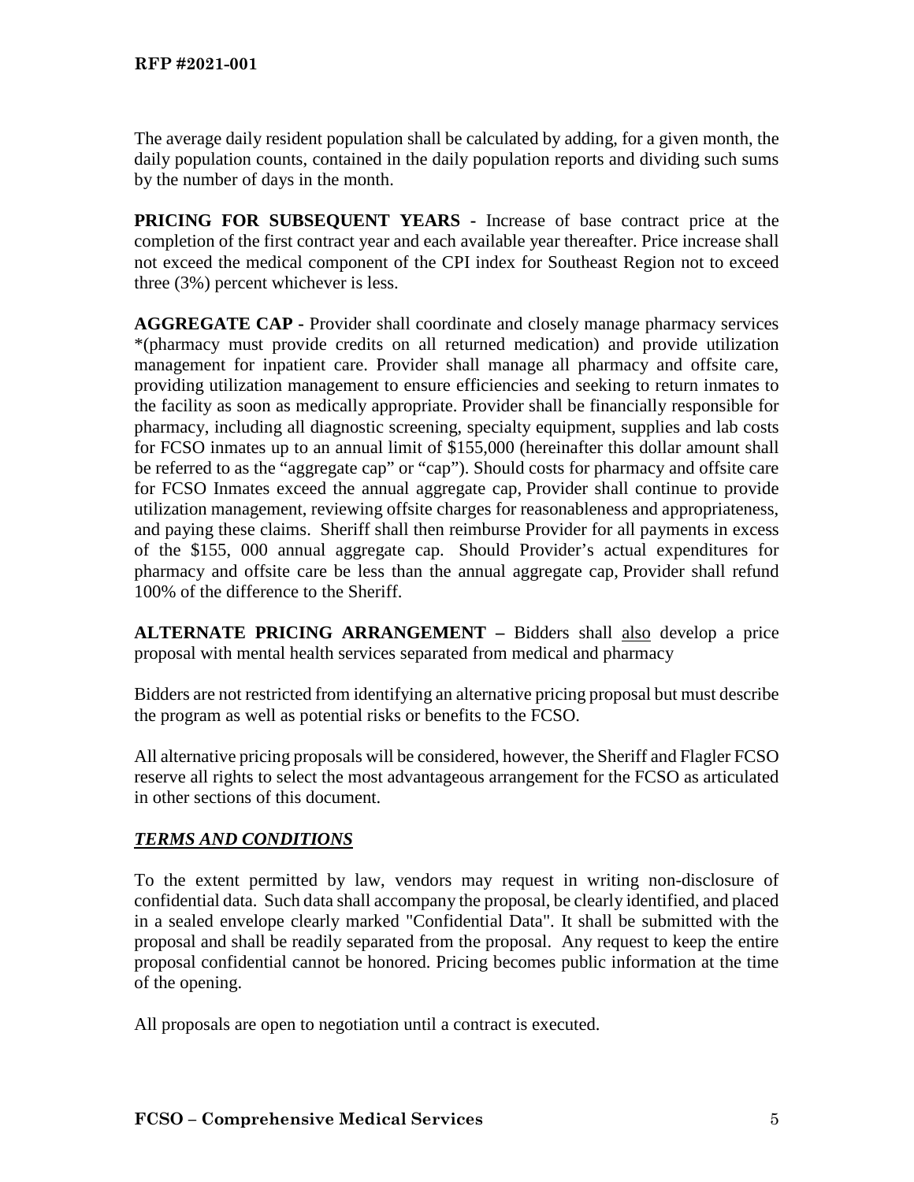The average daily resident population shall be calculated by adding, for a given month, the daily population counts, contained in the daily population reports and dividing such sums by the number of days in the month.

**PRICING FOR SUBSEQUENT YEARS -** Increase of base contract price at the completion of the first contract year and each available year thereafter. Price increase shall not exceed the medical component of the CPI index for Southeast Region not to exceed three (3%) percent whichever is less.

**AGGREGATE CAP -** Provider shall coordinate and closely manage pharmacy services *(pharmacy must provide credits on all returned medication) and provide utilization management for inpatient care. Provider shall manage all pharmacy and offsite care, providing utilization management to ensure efficiencies and seeking to return inmates to the facility as soon as medically appropriate. Provider shall be financially responsible for pharmacy, including all diagnostic screening, specialty equipment, supplies and lab costs for FCSO inmates up to an annual limit of $155,000 (hereinafter this dollar amount shall be referred to as the "aggregate cap" or "cap"). Should costs for pharmacy and offsite care for FCSO Inmates exceed the annual aggregate cap, Provider shall continue to provide utilization management, reviewing offsite charges for reasonableness and appropriateness, and paying these claims. Sheriff shall then reimburse Provider for all payments in excess of the $155, 000 annual aggregate cap. Should Provider's actual expenditures for pharmacy and offsite care be less than the annual aggregate cap, Provider shall refund 100% of the difference to the Sheriff.

**ALTERNATE PRICING ARRANGEMENT –** Bidders shall <u>also</u> develop a price proposal with mental health services separated from medical and pharmacy

Bidders are not restricted from identifying an alternative pricing proposal but must describe the program as well as potential risks or benefits to the FCSO.

All alternative pricing proposals will be considered, however, the Sheriff and Flagler FCSO reserve all rights to select the most advantageous arrangement for the FCSO as articulated in other sections of this document.

## ***<u>TERMS AND CONDITIONS</u>***

To the extent permitted by law, vendors may request in writing non-disclosure of confidential data. Such data shall accompany the proposal, be clearly identified, and placed in a sealed envelope clearly marked "Confidential Data". It shall be submitted with the proposal and shall be readily separated from the proposal. Any request to keep the entire proposal confidential cannot be honored. Pricing becomes public information at the time of the opening.

All proposals are open to negotiation until a contract is executed.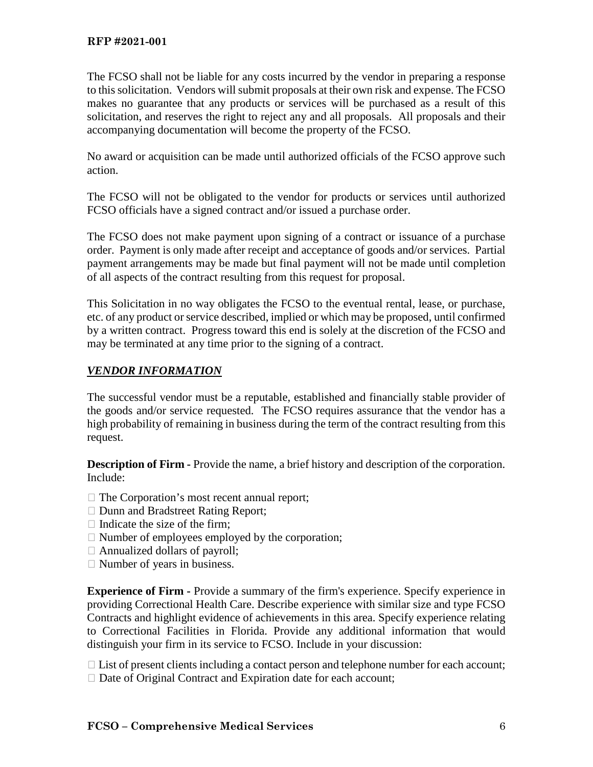The FCSO shall not be liable for any costs incurred by the vendor in preparing a response to this solicitation. Vendors will submit proposals at their own risk and expense. The FCSO makes no guarantee that any products or services will be purchased as a result of this solicitation, and reserves the right to reject any and all proposals. All proposals and their accompanying documentation will become the property of the FCSO.

No award or acquisition can be made until authorized officials of the FCSO approve such action.

The FCSO will not be obligated to the vendor for products or services until authorized FCSO officials have a signed contract and/or issued a purchase order.

The FCSO does not make payment upon signing of a contract or issuance of a purchase order. Payment is only made after receipt and acceptance of goods and/or services. Partial payment arrangements may be made but final payment will not be made until completion of all aspects of the contract resulting from this request for proposal.

This Solicitation in no way obligates the FCSO to the eventual rental, lease, or purchase, etc. of any product or service described, implied or which may be proposed, until confirmed by a written contract. Progress toward this end is solely at the discretion of the FCSO and may be terminated at any time prior to the signing of a contract.

## ***VENDOR INFORMATION***

The successful vendor must be a reputable, established and financially stable provider of the goods and/or service requested. The FCSO requires assurance that the vendor has a high probability of remaining in business during the term of the contract resulting from this request.

**Description of Firm -** Provide the name, a brief history and description of the corporation. Include:

- The Corporation's most recent annual report;
- Dunn and Bradstreet Rating Report;
- Indicate the size of the firm;
- Number of employees employed by the corporation;
- Annualized dollars of payroll;
- Number of years in business.

**Experience of Firm -** Provide a summary of the firm's experience. Specify experience in providing Correctional Health Care. Describe experience with similar size and type FCSO Contracts and highlight evidence of achievements in this area. Specify experience relating to Correctional Facilities in Florida. Provide any additional information that would distinguish your firm in its service to FCSO. Include in your discussion:

- List of present clients including a contact person and telephone number for each account;
- Date of Original Contract and Expiration date for each account;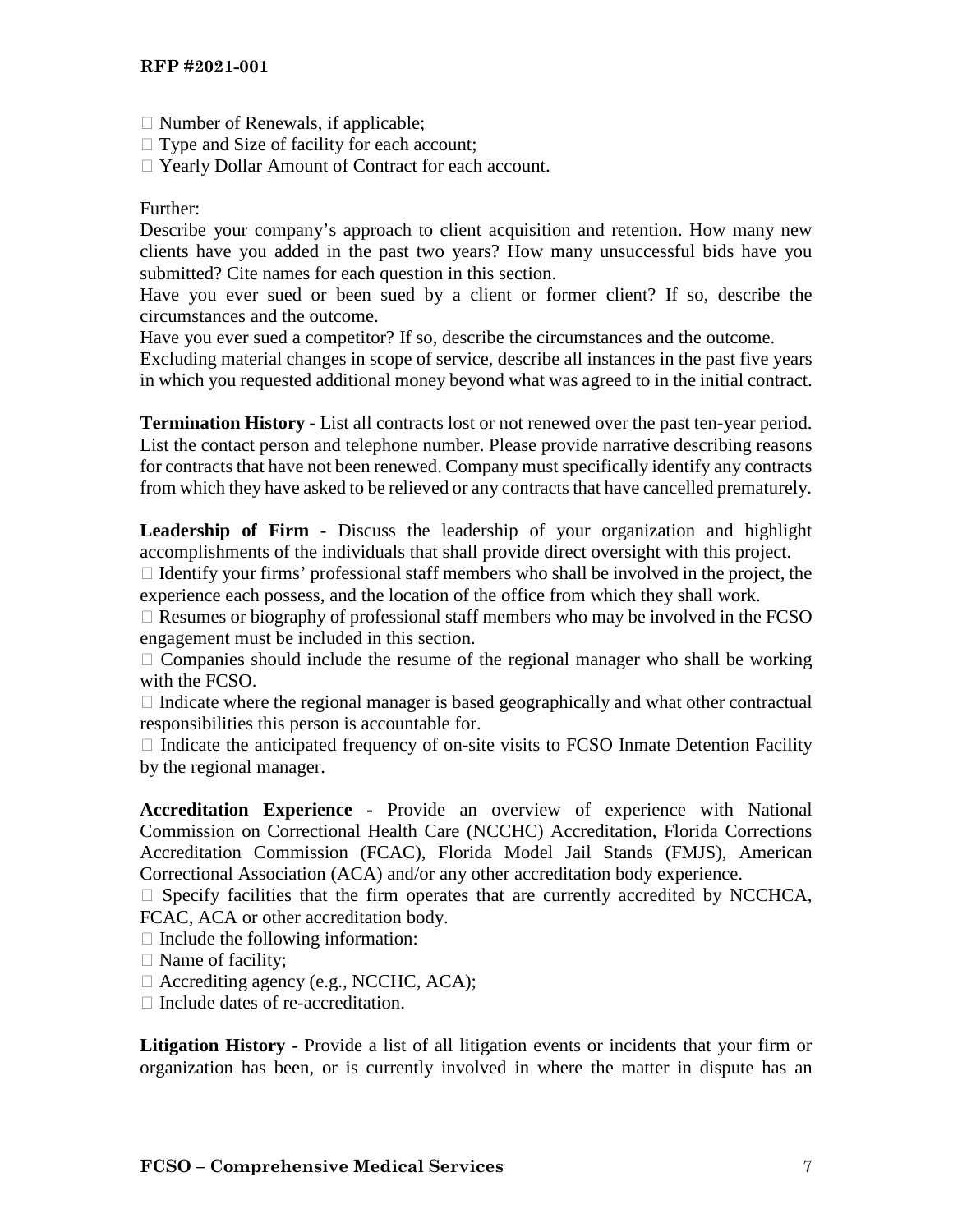- Number of Renewals, if applicable;
- Type and Size of facility for each account;
- Yearly Dollar Amount of Contract for each account.

Further:

Describe your company's approach to client acquisition and retention. How many new clients have you added in the past two years? How many unsuccessful bids have you submitted? Cite names for each question in this section.

Have you ever sued or been sued by a client or former client? If so, describe the circumstances and the outcome.

Have you ever sued a competitor? If so, describe the circumstances and the outcome.

Excluding material changes in scope of service, describe all instances in the past five years in which you requested additional money beyond what was agreed to in the initial contract.

**Termination History -** List all contracts lost or not renewed over the past ten-year period. List the contact person and telephone number. Please provide narrative describing reasons for contracts that have not been renewed. Company must specifically identify any contracts from which they have asked to be relieved or any contracts that have cancelled prematurely.

**Leadership of Firm -** Discuss the leadership of your organization and highlight accomplishments of the individuals that shall provide direct oversight with this project.

- Identify your firms' professional staff members who shall be involved in the project, the experience each possess, and the location of the office from which they shall work.
- Resumes or biography of professional staff members who may be involved in the FCSO engagement must be included in this section.
- Companies should include the resume of the regional manager who shall be working with the FCSO.
- Indicate where the regional manager is based geographically and what other contractual responsibilities this person is accountable for.
- Indicate the anticipated frequency of on-site visits to FCSO Inmate Detention Facility by the regional manager.

**Accreditation Experience -** Provide an overview of experience with National Commission on Correctional Health Care (NCCHC) Accreditation, Florida Corrections Accreditation Commission (FCAC), Florida Model Jail Stands (FMJS), American Correctional Association (ACA) and/or any other accreditation body experience.

- Specify facilities that the firm operates that are currently accredited by NCCHCA, FCAC, ACA or other accreditation body.
- Include the following information:
- Name of facility;
- Accrediting agency (e.g., NCCHC, ACA);
- Include dates of re-accreditation.

**Litigation History -** Provide a list of all litigation events or incidents that your firm or organization has been, or is currently involved in where the matter in dispute has an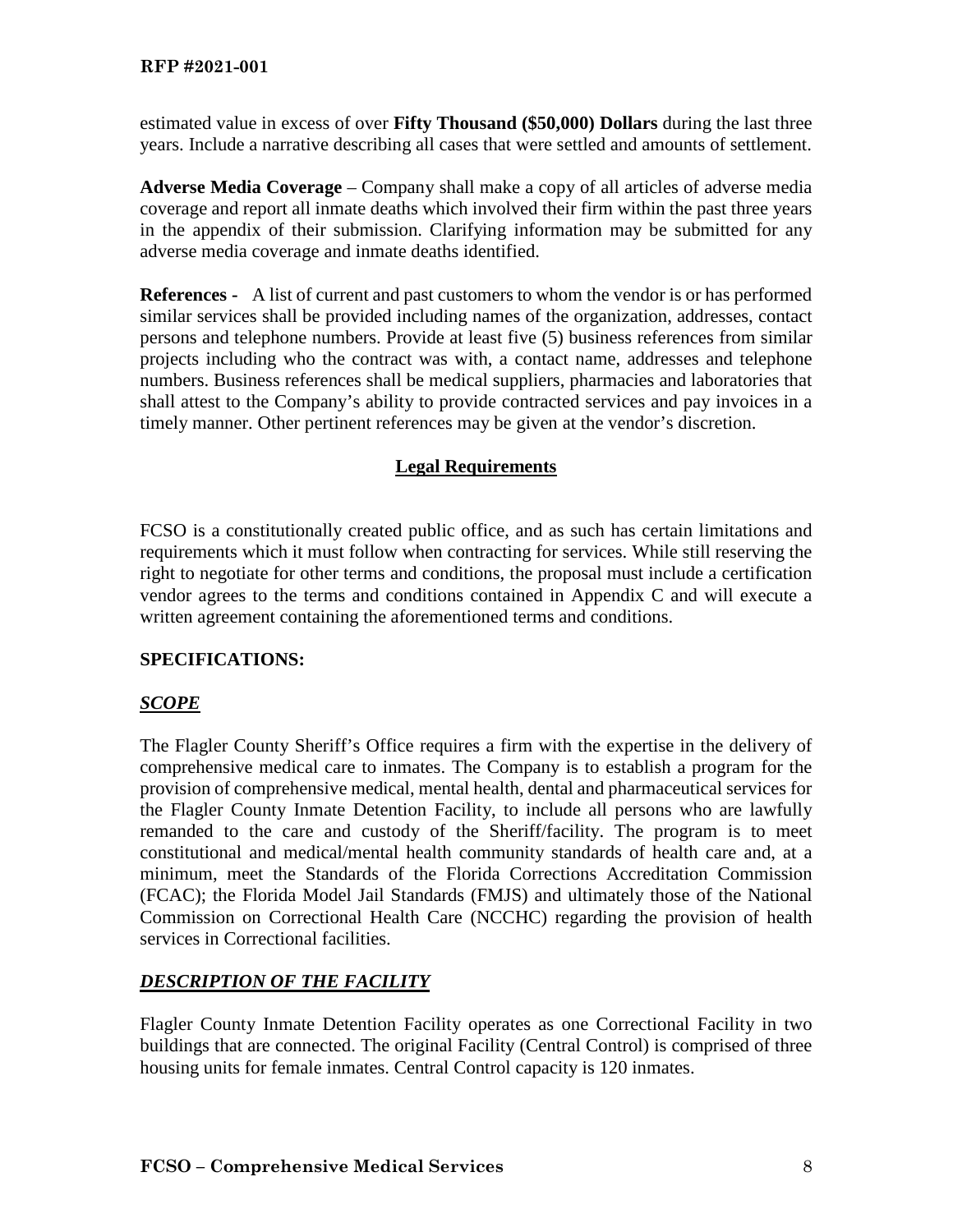estimated value in excess of over **Fifty Thousand ($50,000) Dollars** during the last three years. Include a narrative describing all cases that were settled and amounts of settlement.

**Adverse Media Coverage** – Company shall make a copy of all articles of adverse media coverage and report all inmate deaths which involved their firm within the past three years in the appendix of their submission. Clarifying information may be submitted for any adverse media coverage and inmate deaths identified.

**References -** A list of current and past customers to whom the vendor is or has performed similar services shall be provided including names of the organization, addresses, contact persons and telephone numbers. Provide at least five (5) business references from similar projects including who the contract was with, a contact name, addresses and telephone numbers. Business references shall be medical suppliers, pharmacies and laboratories that shall attest to the Company's ability to provide contracted services and pay invoices in a timely manner. Other pertinent references may be given at the vendor's discretion.

## Legal Requirements

FCSO is a constitutionally created public office, and as such has certain limitations and requirements which it must follow when contracting for services. While still reserving the right to negotiate for other terms and conditions, the proposal must include a certification vendor agrees to the terms and conditions contained in Appendix C and will execute a written agreement containing the aforementioned terms and conditions.

## SPECIFICATIONS:

### *SCOPE*

The Flagler County Sheriff's Office requires a firm with the expertise in the delivery of comprehensive medical care to inmates. The Company is to establish a program for the provision of comprehensive medical, mental health, dental and pharmaceutical services for the Flagler County Inmate Detention Facility, to include all persons who are lawfully remanded to the care and custody of the Sheriff/facility. The program is to meet constitutional and medical/mental health community standards of health care and, at a minimum, meet the Standards of the Florida Corrections Accreditation Commission (FCAC); the Florida Model Jail Standards (FMJS) and ultimately those of the National Commission on Correctional Health Care (NCCHC) regarding the provision of health services in Correctional facilities.

### *DESCRIPTION OF THE FACILITY*

Flagler County Inmate Detention Facility operates as one Correctional Facility in two buildings that are connected. The original Facility (Central Control) is comprised of three housing units for female inmates. Central Control capacity is 120 inmates.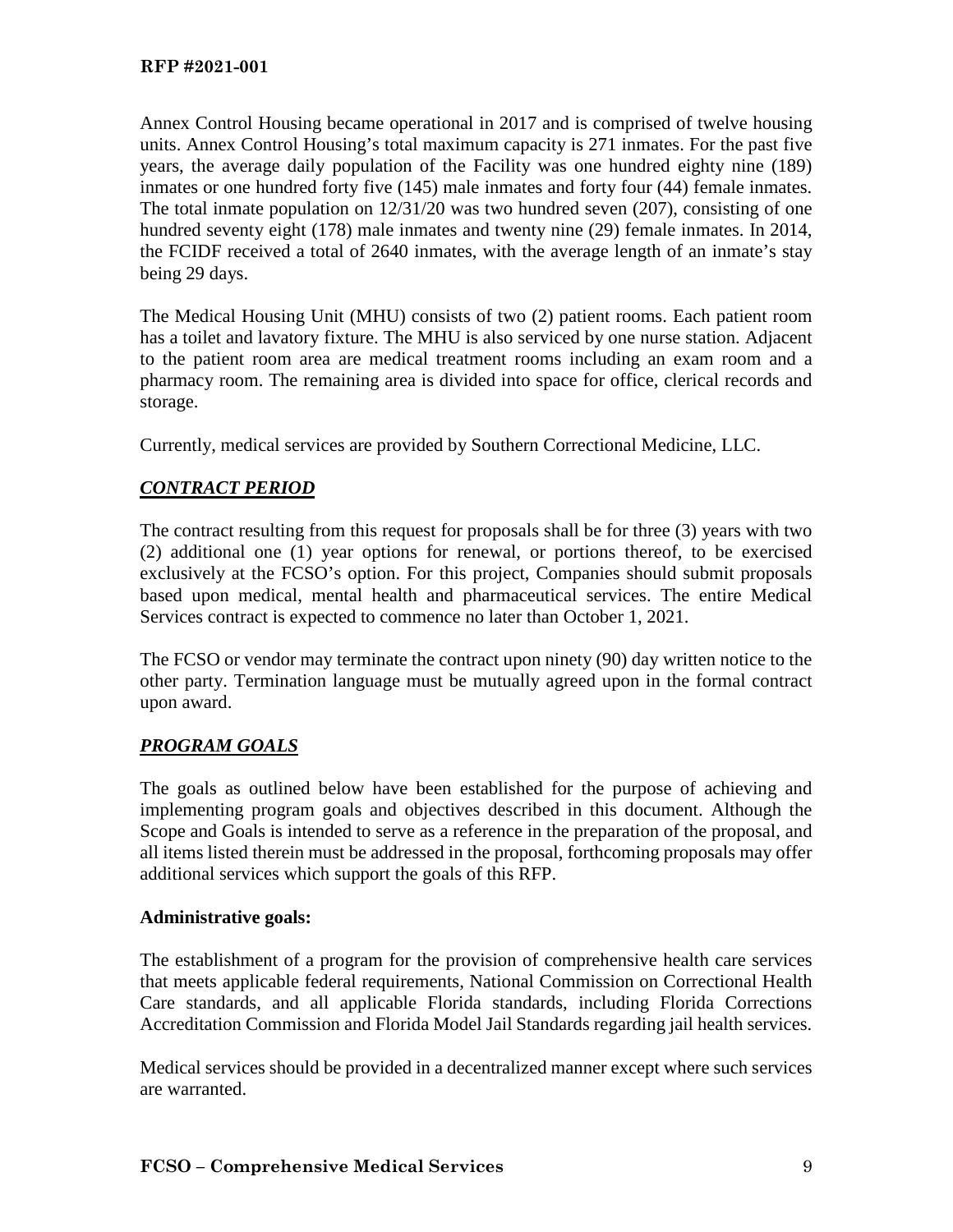Annex Control Housing became operational in 2017 and is comprised of twelve housing units. Annex Control Housing's total maximum capacity is 271 inmates. For the past five years, the average daily population of the Facility was one hundred eighty nine (189) inmates or one hundred forty five (145) male inmates and forty four (44) female inmates. The total inmate population on 12/31/20 was two hundred seven (207), consisting of one hundred seventy eight (178) male inmates and twenty nine (29) female inmates. In 2014, the FCIDF received a total of 2640 inmates, with the average length of an inmate's stay being 29 days.

The Medical Housing Unit (MHU) consists of two (2) patient rooms. Each patient room has a toilet and lavatory fixture. The MHU is also serviced by one nurse station. Adjacent to the patient room area are medical treatment rooms including an exam room and a pharmacy room. The remaining area is divided into space for office, clerical records and storage.

Currently, medical services are provided by Southern Correctional Medicine, LLC.

## ***CONTRACT PERIOD***

The contract resulting from this request for proposals shall be for three (3) years with two (2) additional one (1) year options for renewal, or portions thereof, to be exercised exclusively at the FCSO's option. For this project, Companies should submit proposals based upon medical, mental health and pharmaceutical services. The entire Medical Services contract is expected to commence no later than October 1, 2021.

The FCSO or vendor may terminate the contract upon ninety (90) day written notice to the other party. Termination language must be mutually agreed upon in the formal contract upon award.

## ***PROGRAM GOALS***

The goals as outlined below have been established for the purpose of achieving and implementing program goals and objectives described in this document. Although the Scope and Goals is intended to serve as a reference in the preparation of the proposal, and all items listed therein must be addressed in the proposal, forthcoming proposals may offer additional services which support the goals of this RFP.

### Administrative goals:

The establishment of a program for the provision of comprehensive health care services that meets applicable federal requirements, National Commission on Correctional Health Care standards, and all applicable Florida standards, including Florida Corrections Accreditation Commission and Florida Model Jail Standards regarding jail health services.

Medical services should be provided in a decentralized manner except where such services are warranted.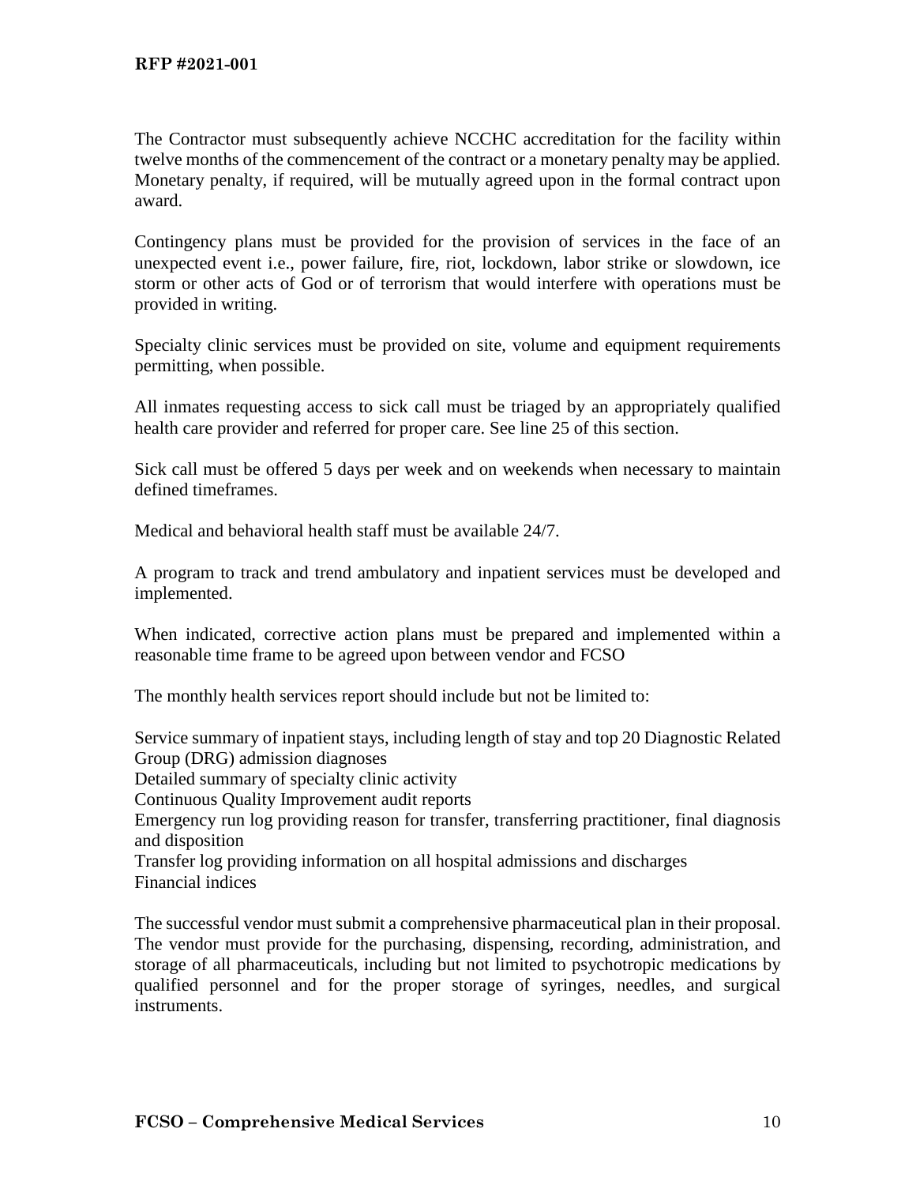The Contractor must subsequently achieve NCCHC accreditation for the facility within twelve months of the commencement of the contract or a monetary penalty may be applied. Monetary penalty, if required, will be mutually agreed upon in the formal contract upon award.

Contingency plans must be provided for the provision of services in the face of an unexpected event i.e., power failure, fire, riot, lockdown, labor strike or slowdown, ice storm or other acts of God or of terrorism that would interfere with operations must be provided in writing.

Specialty clinic services must be provided on site, volume and equipment requirements permitting, when possible.

All inmates requesting access to sick call must be triaged by an appropriately qualified health care provider and referred for proper care. See line 25 of this section.

Sick call must be offered 5 days per week and on weekends when necessary to maintain defined timeframes.

Medical and behavioral health staff must be available 24/7.

A program to track and trend ambulatory and inpatient services must be developed and implemented.

When indicated, corrective action plans must be prepared and implemented within a reasonable time frame to be agreed upon between vendor and FCSO

The monthly health services report should include but not be limited to:

Service summary of inpatient stays, including length of stay and top 20 Diagnostic Related Group (DRG) admission diagnoses
Detailed summary of specialty clinic activity
Continuous Quality Improvement audit reports
Emergency run log providing reason for transfer, transferring practitioner, final diagnosis and disposition
Transfer log providing information on all hospital admissions and discharges
Financial indices

The successful vendor must submit a comprehensive pharmaceutical plan in their proposal. The vendor must provide for the purchasing, dispensing, recording, administration, and storage of all pharmaceuticals, including but not limited to psychotropic medications by qualified personnel and for the proper storage of syringes, needles, and surgical instruments.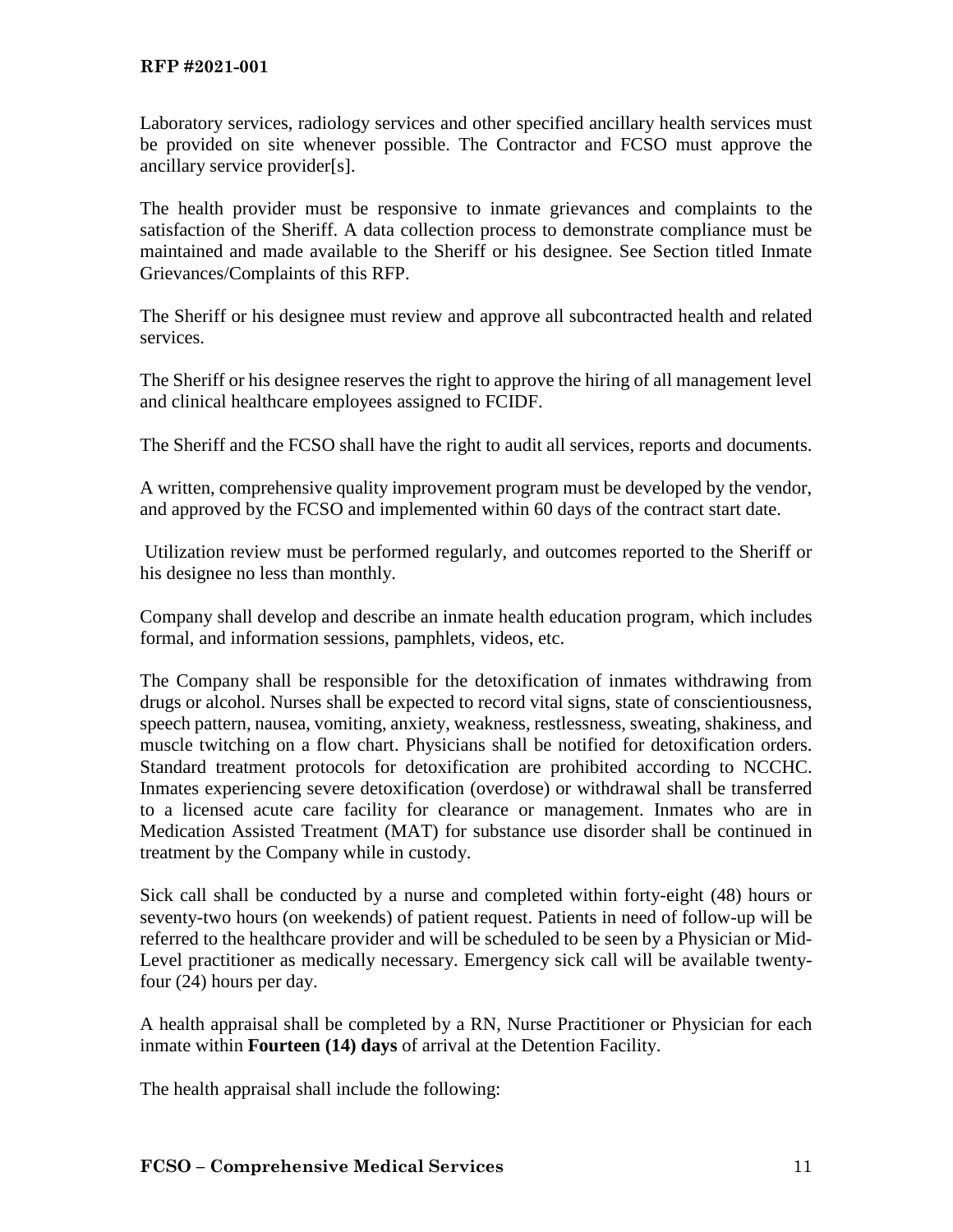Laboratory services, radiology services and other specified ancillary health services must be provided on site whenever possible. The Contractor and FCSO must approve the ancillary service provider[s].

The health provider must be responsive to inmate grievances and complaints to the satisfaction of the Sheriff. A data collection process to demonstrate compliance must be maintained and made available to the Sheriff or his designee. See Section titled Inmate Grievances/Complaints of this RFP.

The Sheriff or his designee must review and approve all subcontracted health and related services.

The Sheriff or his designee reserves the right to approve the hiring of all management level and clinical healthcare employees assigned to FCIDF.

The Sheriff and the FCSO shall have the right to audit all services, reports and documents.

A written, comprehensive quality improvement program must be developed by the vendor, and approved by the FCSO and implemented within 60 days of the contract start date.

Utilization review must be performed regularly, and outcomes reported to the Sheriff or his designee no less than monthly.

Company shall develop and describe an inmate health education program, which includes formal, and information sessions, pamphlets, videos, etc.

The Company shall be responsible for the detoxification of inmates withdrawing from drugs or alcohol. Nurses shall be expected to record vital signs, state of conscientiousness, speech pattern, nausea, vomiting, anxiety, weakness, restlessness, sweating, shakiness, and muscle twitching on a flow chart. Physicians shall be notified for detoxification orders. Standard treatment protocols for detoxification are prohibited according to NCCHC. Inmates experiencing severe detoxification (overdose) or withdrawal shall be transferred to a licensed acute care facility for clearance or management. Inmates who are in Medication Assisted Treatment (MAT) for substance use disorder shall be continued in treatment by the Company while in custody.

Sick call shall be conducted by a nurse and completed within forty-eight (48) hours or seventy-two hours (on weekends) of patient request. Patients in need of follow-up will be referred to the healthcare provider and will be scheduled to be seen by a Physician or Mid-Level practitioner as medically necessary. Emergency sick call will be available twenty-four (24) hours per day.

A health appraisal shall be completed by a RN, Nurse Practitioner or Physician for each inmate within **Fourteen (14) days** of arrival at the Detention Facility.

The health appraisal shall include the following: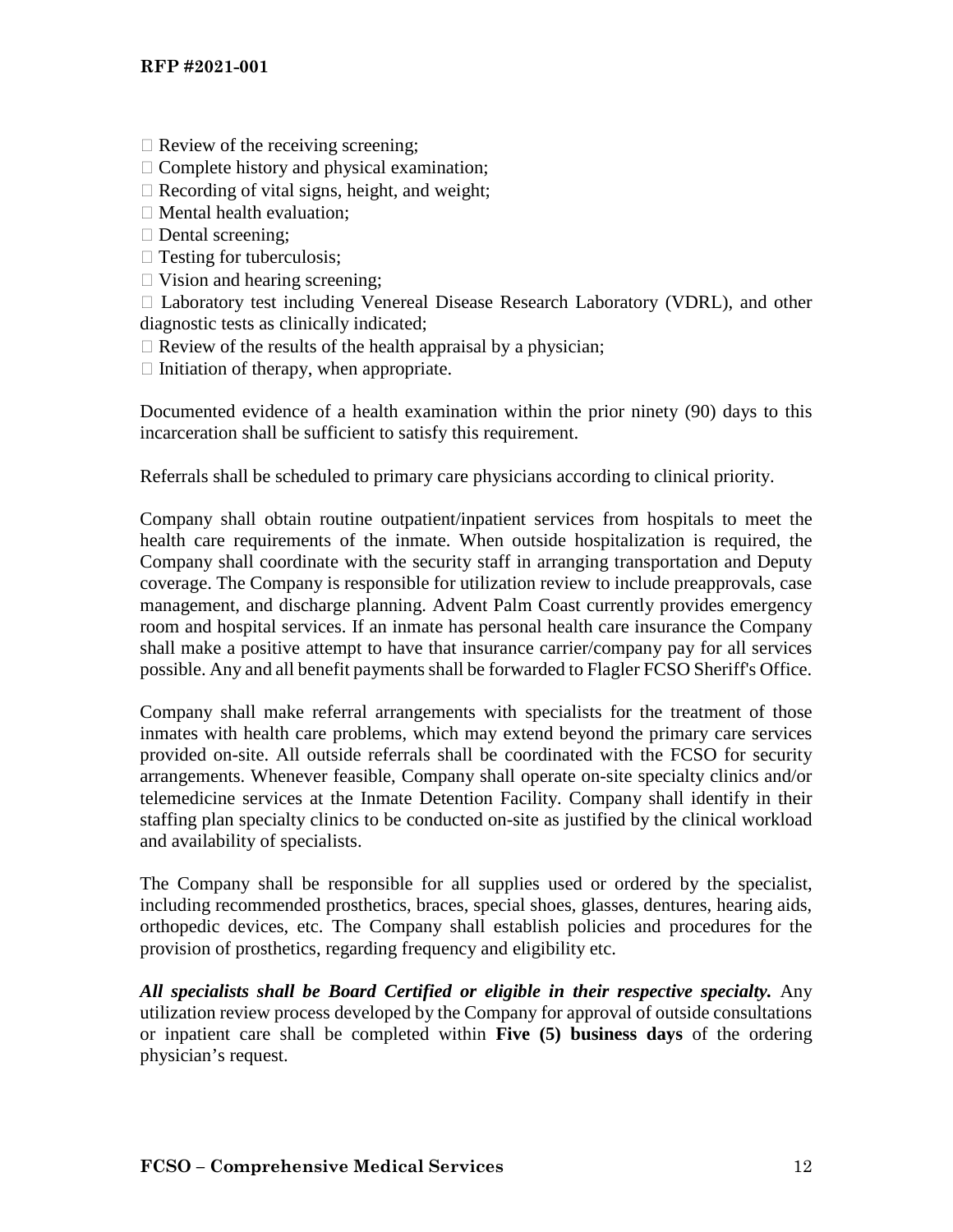- Review of the receiving screening;
- Complete history and physical examination;
- Recording of vital signs, height, and weight;
- Mental health evaluation;
- Dental screening;
- Testing for tuberculosis;
- Vision and hearing screening;
- Laboratory test including Venereal Disease Research Laboratory (VDRL), and other diagnostic tests as clinically indicated;
- Review of the results of the health appraisal by a physician;
- Initiation of therapy, when appropriate.

Documented evidence of a health examination within the prior ninety (90) days to this incarceration shall be sufficient to satisfy this requirement.

Referrals shall be scheduled to primary care physicians according to clinical priority.

Company shall obtain routine outpatient/inpatient services from hospitals to meet the health care requirements of the inmate. When outside hospitalization is required, the Company shall coordinate with the security staff in arranging transportation and Deputy coverage. The Company is responsible for utilization review to include preapprovals, case management, and discharge planning. Advent Palm Coast currently provides emergency room and hospital services. If an inmate has personal health care insurance the Company shall make a positive attempt to have that insurance carrier/company pay for all services possible. Any and all benefit payments shall be forwarded to Flagler FCSO Sheriff's Office.

Company shall make referral arrangements with specialists for the treatment of those inmates with health care problems, which may extend beyond the primary care services provided on-site. All outside referrals shall be coordinated with the FCSO for security arrangements. Whenever feasible, Company shall operate on-site specialty clinics and/or telemedicine services at the Inmate Detention Facility. Company shall identify in their staffing plan specialty clinics to be conducted on-site as justified by the clinical workload and availability of specialists.

The Company shall be responsible for all supplies used or ordered by the specialist, including recommended prosthetics, braces, special shoes, glasses, dentures, hearing aids, orthopedic devices, etc. The Company shall establish policies and procedures for the provision of prosthetics, regarding frequency and eligibility etc.

***All specialists shall be Board Certified or eligible in their respective specialty.*** Any utilization review process developed by the Company for approval of outside consultations or inpatient care shall be completed within **Five (5) business days** of the ordering physician's request.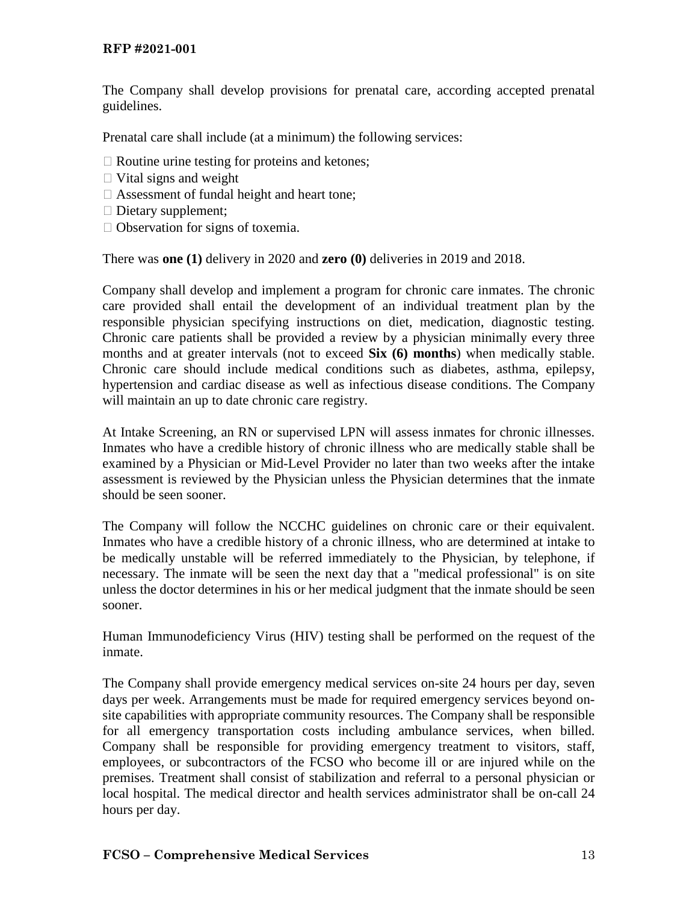The Company shall develop provisions for prenatal care, according accepted prenatal guidelines.

Prenatal care shall include (at a minimum) the following services:

- Routine urine testing for proteins and ketones;
- Vital signs and weight
- Assessment of fundal height and heart tone;
- Dietary supplement;
- Observation for signs of toxemia.

There was **one (1)** delivery in 2020 and **zero (0)** deliveries in 2019 and 2018.

Company shall develop and implement a program for chronic care inmates. The chronic care provided shall entail the development of an individual treatment plan by the responsible physician specifying instructions on diet, medication, diagnostic testing. Chronic care patients shall be provided a review by a physician minimally every three months and at greater intervals (not to exceed **Six (6) months**) when medically stable. Chronic care should include medical conditions such as diabetes, asthma, epilepsy, hypertension and cardiac disease as well as infectious disease conditions. The Company will maintain an up to date chronic care registry.

At Intake Screening, an RN or supervised LPN will assess inmates for chronic illnesses. Inmates who have a credible history of chronic illness who are medically stable shall be examined by a Physician or Mid-Level Provider no later than two weeks after the intake assessment is reviewed by the Physician unless the Physician determines that the inmate should be seen sooner.

The Company will follow the NCCHC guidelines on chronic care or their equivalent. Inmates who have a credible history of a chronic illness, who are determined at intake to be medically unstable will be referred immediately to the Physician, by telephone, if necessary. The inmate will be seen the next day that a "medical professional" is on site unless the doctor determines in his or her medical judgment that the inmate should seen sooner.

Human Immunodeficiency Virus (HIV) testing shall be performed on the request of the inmate.

The Company shall provide emergency medical services on-site 24 hours per day, seven days per week. Arrangements must be made for required emergency services beyond on-site capabilities with appropriate community resources. The Company shall be responsible for all emergency transportation costs including ambulance services, when billed. Company shall be responsible for providing emergency treatment to visitors, staff, employees, or subcontractors of the FCSO who become ill or are injured while on the premises. Treatment shall consist of stabilization and referral to a personal physician or local hospital. The medical director and health services administrator shall be on-call 24 hours per day.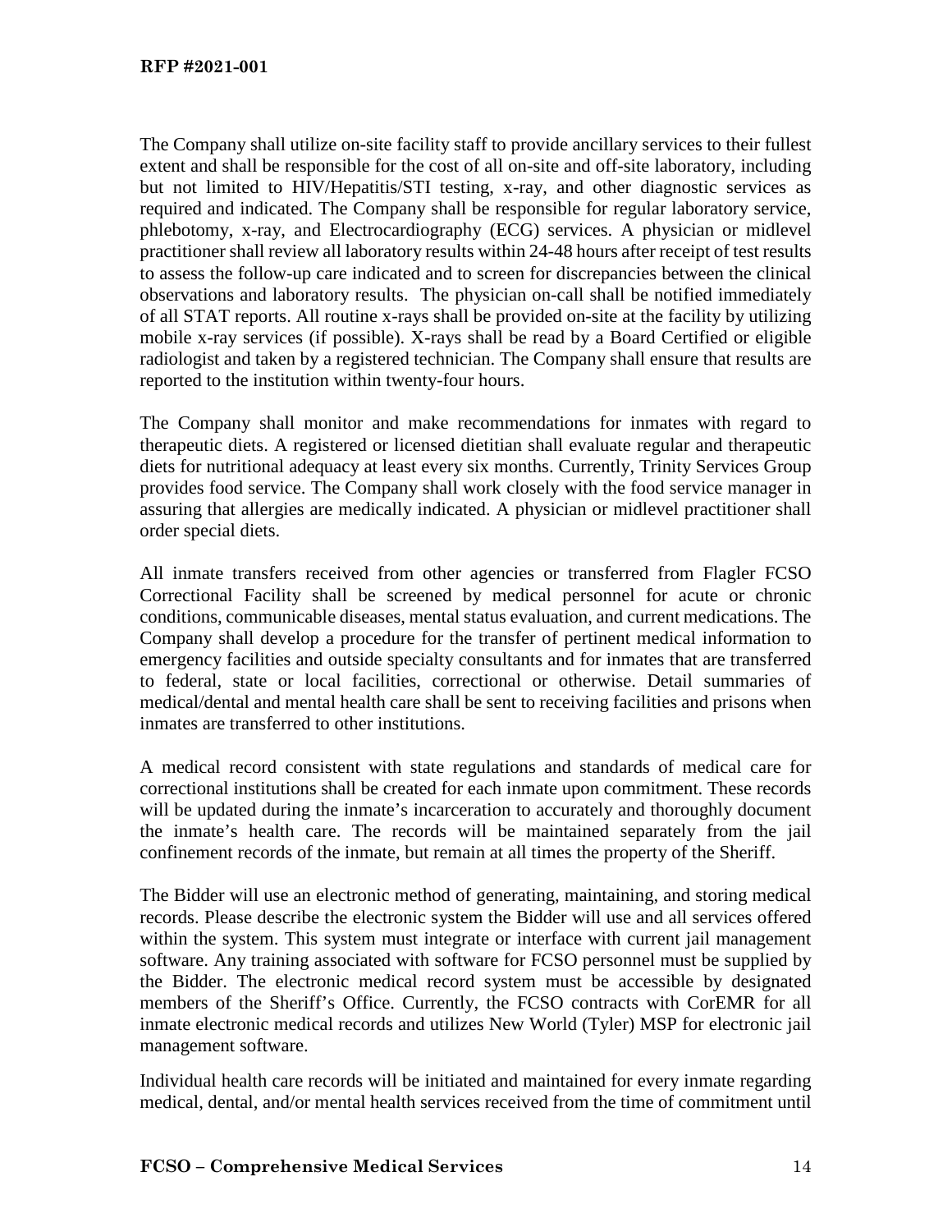The Company shall utilize on-site facility staff to provide ancillary services to their fullest extent and shall be responsible for the cost of all on-site and off-site laboratory, including but not limited to HIV/Hepatitis/STI testing, x-ray, and other diagnostic services as required and indicated. The Company shall be responsible for regular laboratory service, phlebotomy, x-ray, and Electrocardiography (ECG) services. A physician or midlevel practitioner shall review all laboratory results within 24-48 hours after receipt of test results to assess the follow-up care indicated and to screen for discrepancies between the clinical observations and laboratory results. The physician on-call shall be notified immediately of all STAT reports. All routine x-rays shall be provided on-site at the facility by utilizing mobile x-ray services (if possible). X-rays shall be read by a Board Certified or eligible radiologist and taken by a registered technician. The Company shall ensure that results are reported to the institution within twenty-four hours.

The Company shall monitor and make recommendations for inmates with regard to therapeutic diets. A registered or licensed dietitian shall evaluate regular and therapeutic diets for nutritional adequacy at least every six months. Currently, Trinity Services Group provides food service. The Company shall work closely with the food service manager in assuring that allergies are medically indicated. A physician or midlevel practitioner shall order special diets.

All inmate transfers received from other agencies or transferred from Flagler FCSO Correctional Facility shall be screened by medical personnel for acute or chronic conditions, communicable diseases, mental status evaluation, and current medications. The Company shall develop a procedure for the transfer of pertinent medical information to emergency facilities and outside specialty consultants and for inmates that are transferred to federal, state or local facilities, correctional or otherwise. Detail summaries of medical/dental and mental health care shall be sent to receiving facilities and prisons when inmates are transferred to other institutions.

A medical record consistent with state regulations and standards of medical care for correctional institutions shall be created for each inmate upon commitment. These records will be updated during the inmate's incarceration to accurately and thoroughly document the inmate's health care. The records will be maintained separately from the jail confinement records of the inmate, but remain at all times the property of the Sheriff.

The Bidder will use an electronic method of generating, maintaining, and storing medical records. Please describe the electronic system the Bidder will use and all services offered within the system. This system must integrate or interface with current jail management software. Any training associated with software for FCSO personnel must be supplied by the Bidder. The electronic medical record system must be accessible by designated members of the Sheriff's Office. Currently, the FCSO contracts with CorEMR for all inmate electronic medical records and utilizes New World (Tyler) MSP for electronic jail management software.

Individual health care records will be initiated and maintained for every inmate regarding medical, dental, and/or mental health services received from the time of commitment until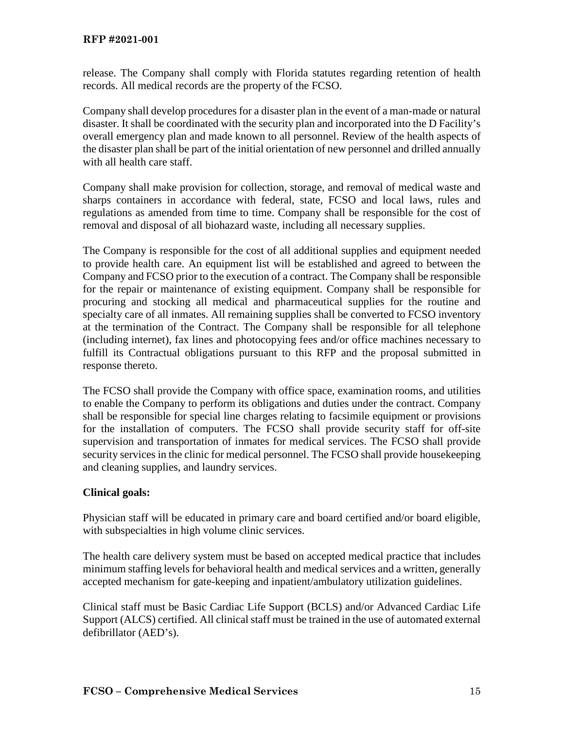release. The Company shall comply with Florida statutes regarding retention of health records. All medical records are the property of the FCSO.

Company shall develop procedures for a disaster plan in the event of a man-made or natural disaster. It shall be coordinated with the security plan and incorporated into the D Facility's overall emergency plan and made known to all personnel. Review of the health aspects of the disaster plan shall be part of the initial orientation of new personnel and drilled annually with all health care staff.

Company shall make provision for collection, storage, and removal of medical waste and sharps containers in accordance with federal, state, FCSO and local laws, rules and regulations as amended from time to time. Company shall be responsible for the cost of removal and disposal of all biohazard waste, including all necessary supplies.

The Company is responsible for the cost of all additional supplies and equipment needed to provide health care. An equipment list will be established and agreed to between the Company and FCSO prior to the execution of a contract. The Company shall be responsible for the repair or maintenance of existing equipment. Company shall be responsible for procuring and stocking all medical and pharmaceutical supplies for the routine and specialty care of all inmates. All remaining supplies shall be converted to FCSO inventory at the termination of the Contract. The Company shall be responsible for all telephone (including internet), fax lines and photocopying fees and/or office machines necessary to fulfill its Contractual obligations pursuant to this RFP and the proposal submitted in response thereto.

The FCSO shall provide the Company with office space, examination rooms, and utilities to enable the Company to perform its obligations and duties under the contract. Company shall be responsible for special line charges relating to facsimile equipment or provisions for the installation of computers. The FCSO shall provide security staff for off-site supervision and transportation of inmates for medical services. The FCSO shall provide security services in the clinic for medical personnel. The FCSO shall provide housekeeping and cleaning supplies, and laundry services.

**Clinical goals:**

Physician staff will be educated in primary care and board certified and/or board eligible, with subspecialties in high volume clinic services.

The health care delivery system must be based on accepted medical practice that includes minimum staffing levels for behavioral health and medical services and a written, generally accepted mechanism for gate-keeping and inpatient/ambulatory utilization guidelines.

Clinical staff must be Basic Cardiac Life Support (BCLS) and/or Advanced Cardiac Life Support (ALCS) certified. All clinical staff must be trained in the use of automated external defibrillator (AED's).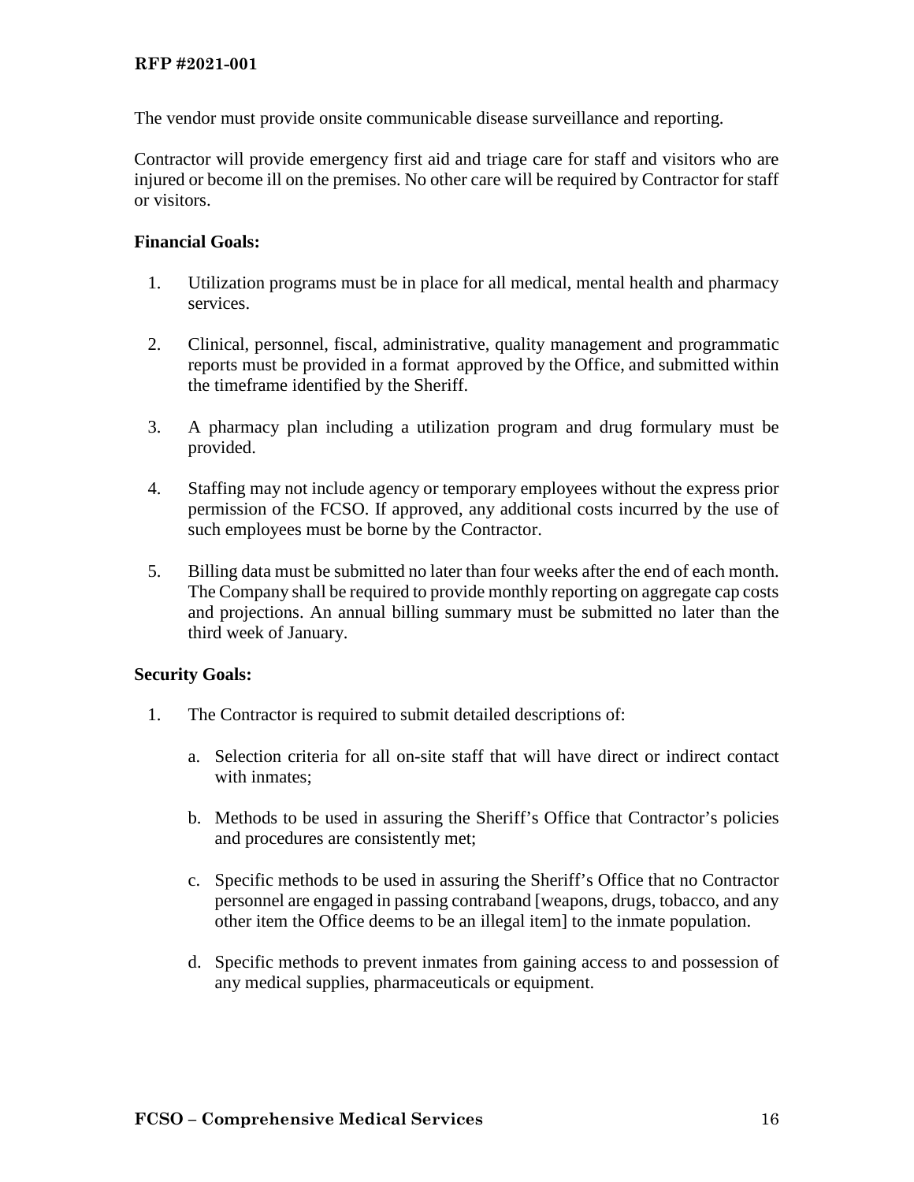The vendor must provide onsite communicable disease surveillance and reporting.

Contractor will provide emergency first aid and triage care for staff and visitors who are injured or become ill on the premises. No other care will be required by Contractor for staff or visitors.

**Financial Goals:**

1. Utilization programs must be in place for all medical, mental health and pharmacy services.

2. Clinical, personnel, fiscal, administrative, quality management and programmatic reports must be provided in a format approved by the Office, and submitted within the timeframe identified by the Sheriff.

3. A pharmacy plan including a utilization program and drug formulary must be provided.

4. Staffing may not include agency or temporary employees without the express prior permission of the FCSO. If approved, any additional costs incurred by the use of such employees must be borne by the Contractor.

5. Billing data must be submitted no later than four weeks after the end of each month. The Company shall be required to provide monthly reporting on aggregate cap costs and projections. An annual billing summary must be submitted no later than the third week of January.

**Security Goals:**

1. The Contractor is required to submit detailed descriptions of:

   a. Selection criteria for all on-site staff that will have direct or indirect contact with inmates;

   b. Methods to be used in assuring the Sheriff's Office that Contractor's policies and procedures are consistently met;

   c. Specific methods to be used in assuring the Sheriff's Office that no Contractor personnel are engaged in passing contraband [weapons, drugs, tobacco, and any other item the Office deems to be an illegal item] to the inmate population.

   d. Specific methods to prevent inmates from gaining access to and possession of any medical supplies, pharmaceuticals or equipment.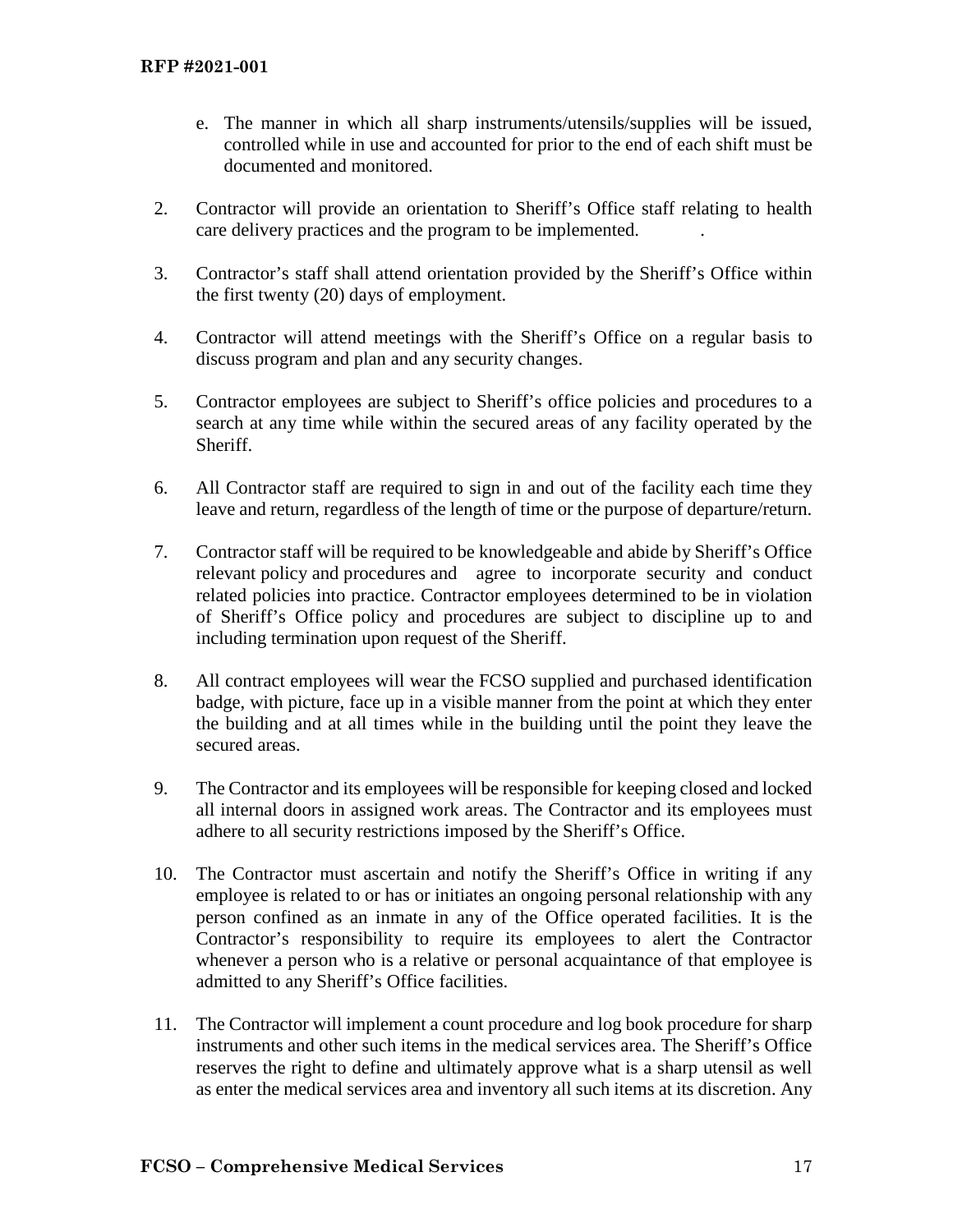e. The manner in which all sharp instruments/utensils/supplies will be issued, controlled while in use and accounted for prior to the end of each shift must be documented and monitored.

2. Contractor will provide an orientation to Sheriff's Office staff relating to health care delivery practices and the program to be implemented.

3. Contractor's staff shall attend orientation provided by the Sheriff's Office within the first twenty (20) days of employment.

4. Contractor will attend meetings with the Sheriff's Office on a regular basis to discuss program and plan and any security changes.

5. Contractor employees are subject to Sheriff's office policies and procedures to a search at any time while within the secured areas of any facility operated by the Sheriff.

6. All Contractor staff are required to sign in and out of the facility each time they leave and return, regardless of the length of time or the purpose of departure/return.

7. Contractor staff will be required to be knowledgeable and abide by Sheriff's Office relevant policy and procedures and agree to incorporate security and conduct related policies into practice. Contractor employees determined to be in violation of Sheriff's Office policy and procedures are subject to discipline up to and including termination upon request of the Sheriff.

8. All contract employees will wear the FCSO supplied and purchased identification badge, with picture, face up in a visible manner from the point at which they enter the building and at all times while in the building until the point they leave the secured areas.

9. The Contractor and its employees will be responsible for keeping closed and locked all internal doors in assigned work areas. The Contractor and its employees must adhere to all security restrictions imposed by the Sheriff's Office.

10. The Contractor must ascertain and notify the Sheriff's Office in writing if any employee is related to or has or initiates an ongoing personal relationship with any person confined as an inmate in any of the Office operated facilities. It is the Contractor's responsibility to require its employees to alert the Contractor whenever a person who is a relative or personal acquaintance of that employee is admitted to any Sheriff's Office facilities.

11. The Contractor will implement a count procedure and log book procedure for sharp instruments and other such items in the medical services area. The Sheriff's Office reserves the right to define and ultimately approve what is a sharp utensil as well as enter the medical services area and inventory all such items at its discretion. Any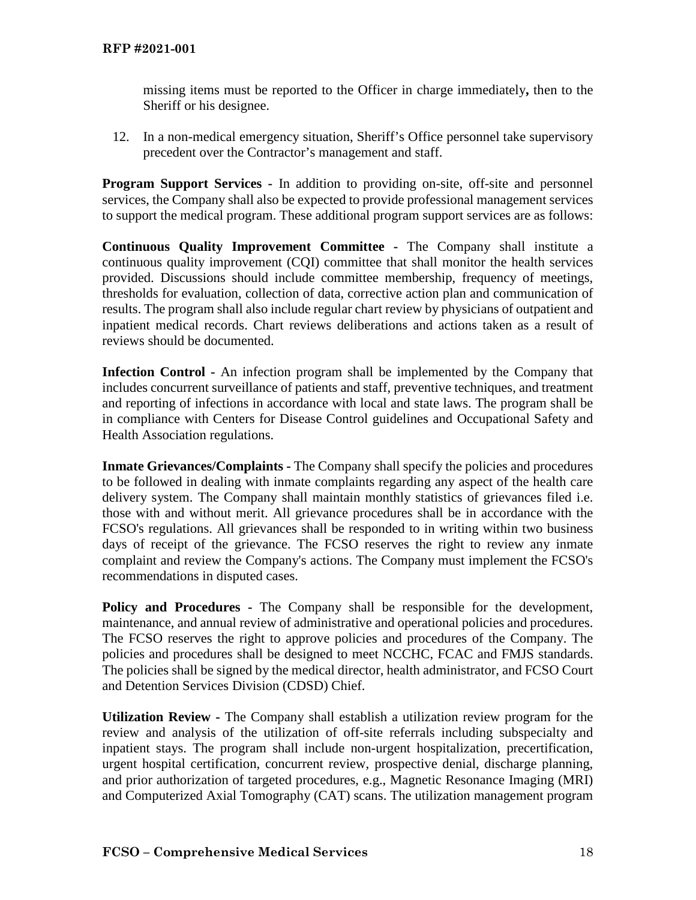missing items must be reported to the Officer in charge immediately**,** then to the Sheriff or his designee.

12. In a non-medical emergency situation, Sheriff's Office personnel take supervisory precedent over the Contractor's management and staff.

**Program Support Services -** In addition to providing on-site, off-site and personnel services, the Company shall also be expected to provide professional management services to support the medical program. These additional program support services are as follows:

**Continuous Quality Improvement Committee -** The Company shall institute a continuous quality improvement (CQI) committee that shall monitor the health services provided. Discussions should include committee membership, frequency of meetings, thresholds for evaluation, collection of data, corrective action plan and communication of results. The program shall also include regular chart review by physicians of outpatient and inpatient medical records. Chart reviews deliberations and actions taken as a result of reviews should be documented.

**Infection Control -** An infection program shall be implemented by the Company that includes concurrent surveillance of patients and staff, preventive techniques, and treatment and reporting of infections in accordance with local and state laws. The program shall be in compliance with Centers for Disease Control guidelines and Occupational Safety and Health Association regulations.

**Inmate Grievances/Complaints -** The Company shall specify the policies and procedures to be followed in dealing with inmate complaints regarding any aspect of the health care delivery system. The Company shall maintain monthly statistics of grievances filed i.e. those with and without merit. All grievance procedures shall be in accordance with the FCSO's regulations. All grievances shall be responded to in writing within two business days of receipt of the grievance. The FCSO reserves the right to review any inmate complaint and review the Company's actions. The Company must implement the FCSO's recommendations in disputed cases.

**Policy and Procedures -** The Company shall be responsible for the development, maintenance, and annual review of administrative and operational policies and procedures. The FCSO reserves the right to approve policies and procedures of the Company. The policies and procedures shall be designed to meet NCCHC, FCAC and FMJS standards. The policies shall be signed by the medical director, health administrator, and FCSO Court and Detention Services Division (CDSD) Chief.

**Utilization Review -** The Company shall establish a utilization review program for the review and analysis of the utilization of off-site referrals including subspecialty and inpatient stays. The program shall include non-urgent hospitalization, precertification, urgent hospital certification, concurrent review, prospective denial, discharge planning, and prior authorization of targeted procedures, e.g., Magnetic Resonance Imaging (MRI) and Computerized Axial Tomography (CAT) scans. The utilization management program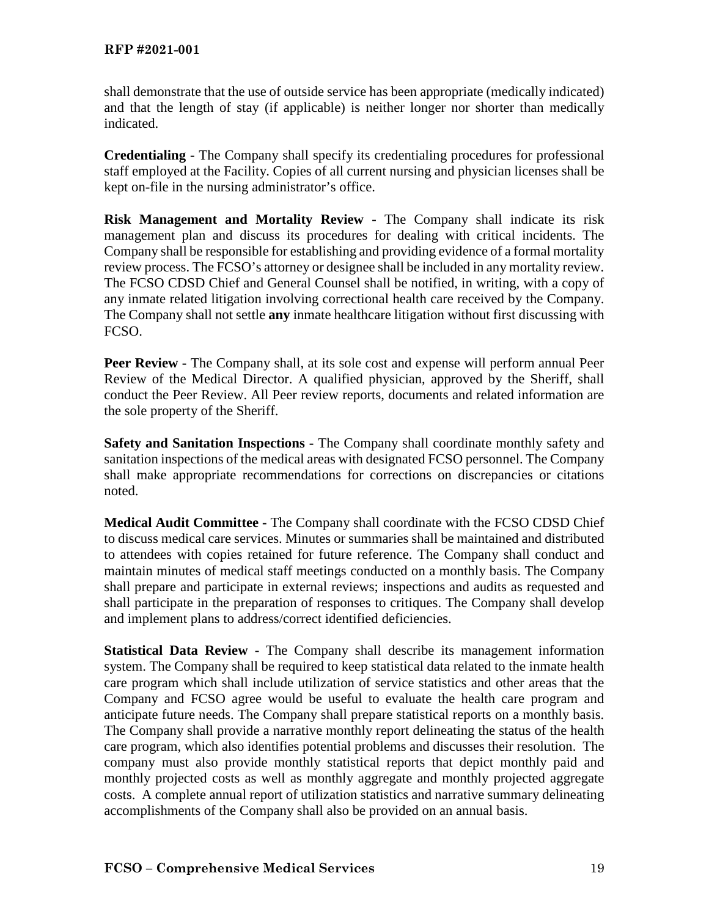shall demonstrate that the use of outside service has been appropriate (medically indicated) and that the length of stay (if applicable) is neither longer nor shorter than medically indicated.

**Credentialing -** The Company shall specify its credentialing procedures for professional staff employed at the Facility. Copies of all current nursing and physician licenses shall be kept on-file in the nursing administrator's office.

**Risk Management and Mortality Review -** The Company shall indicate its risk management plan and discuss its procedures for dealing with critical incidents. The Company shall be responsible for establishing and providing evidence of a formal mortality review process. The FCSO's attorney or designee shall be included in any mortality review. The FCSO CDSD Chief and General Counsel shall be notified, in writing, with a copy of any inmate related litigation involving correctional health care received by the Company. The Company shall not settle **any** inmate healthcare litigation without first discussing with FCSO.

**Peer Review -** The Company shall, at its sole cost and expense will perform annual Peer Review of the Medical Director. A qualified physician, approved by the Sheriff, shall conduct the Peer Review. All Peer review reports, documents and related information are the sole property of the Sheriff.

**Safety and Sanitation Inspections -** The Company shall coordinate monthly safety and sanitation inspections of the medical areas with designated FCSO personnel. The Company shall make appropriate recommendations for corrections on discrepancies or citations noted.

**Medical Audit Committee -** The Company shall coordinate with the FCSO CDSD Chief to discuss medical care services. Minutes or summaries shall be maintained and distributed to attendees with copies retained for future reference. The Company shall conduct and maintain minutes of medical staff meetings conducted on a monthly basis. The Company shall prepare and participate in external reviews; inspections and audits as requested and shall participate in the preparation of responses to critiques. The Company shall develop and implement plans to address/correct identified deficiencies.

**Statistical Data Review -** The Company shall describe its management information system. The Company shall be required to keep statistical data related to the inmate health care program which shall include utilization of service statistics and other areas that the Company and FCSO agree would be useful to evaluate the health care program and anticipate future needs. The Company shall prepare statistical reports on a monthly basis. The Company shall provide a narrative monthly report delineating the status of the health care program, which also identifies potential problems and discusses their resolution. The company must also provide monthly statistical reports that depict monthly paid and monthly projected costs as well as monthly aggregate and monthly projected aggregate costs. A complete annual report of utilization statistics and narrative summary delineating accomplishments of the Company shall also be provided on an annual basis.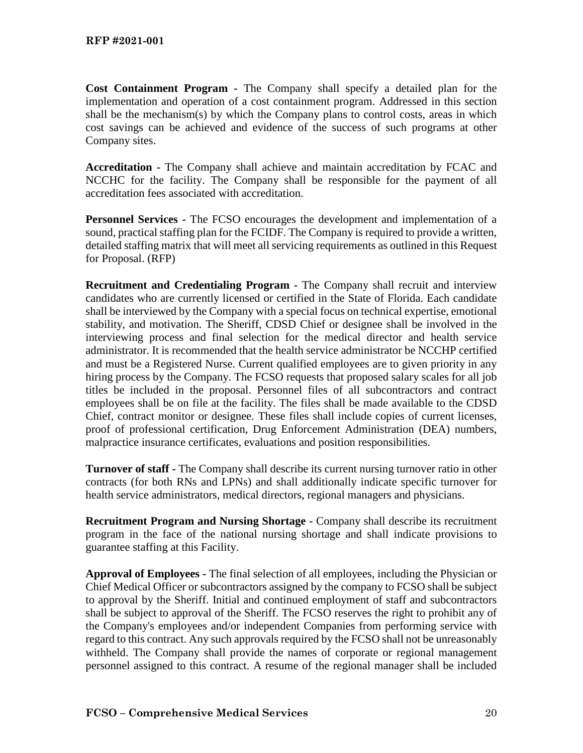**Cost Containment Program -** The Company shall specify a detailed plan for the implementation and operation of a cost containment program. Addressed in this section shall be the mechanism(s) by which the Company plans to control costs, areas in which cost savings can be achieved and evidence of the success of such programs at other Company sites.

**Accreditation -** The Company shall achieve and maintain accreditation by FCAC and NCCHC for the facility. The Company shall be responsible for the payment of all accreditation fees associated with accreditation.

**Personnel Services -** The FCSO encourages the development and implementation of a sound, practical staffing plan for the FCIDF. The Company is required to provide a written, detailed staffing matrix that will meet all servicing requirements as outlined in this Request for Proposal. (RFP)

**Recruitment and Credentialing Program -** The Company shall recruit and interview candidates who are currently licensed or certified in the State of Florida. Each candidate shall be interviewed by the Company with a special focus on technical expertise, emotional stability, and motivation. The Sheriff, CDSD Chief or designee shall be involved in the interviewing process and final selection for the medical director and health service administrator. It is recommended that the health service administrator be NCCHP certified and must be a Registered Nurse. Current qualified employees are to given priority in any hiring process by the Company. The FCSO requests that proposed salary scales for all job titles be included in the proposal. Personnel files of all subcontractors and contract employees shall be on file at the facility. The files shall be made available to the CDSD Chief, contract monitor or designee. These files shall include copies of current licenses, proof of professional certification, Drug Enforcement Administration (DEA) numbers, malpractice insurance certificates, evaluations and position responsibilities.

**Turnover of staff -** The Company shall describe its current nursing turnover ratio in other contracts (for both RNs and LPNs) and shall additionally indicate specific turnover for health service administrators, medical directors, regional managers and physicians.

**Recruitment Program and Nursing Shortage -** Company shall describe its recruitment program in the face of the national nursing shortage and shall indicate provisions to guarantee staffing at this Facility.

**Approval of Employees -** The final selection of all employees, including the Physician or Chief Medical Officer or subcontractors assigned by the company to FCSO shall be subject to approval by the Sheriff. Initial and continued employment of staff and subcontractors shall be subject to approval of the Sheriff. The FCSO reserves the right to prohibit any of the Company's employees and/or independent Companies from performing service with regard to this contract. Any such approvals required by the FCSO shall not be unreasonably withheld. The Company shall provide the names of corporate or regional management personnel assigned to this contract. A resume of the regional manager shall be included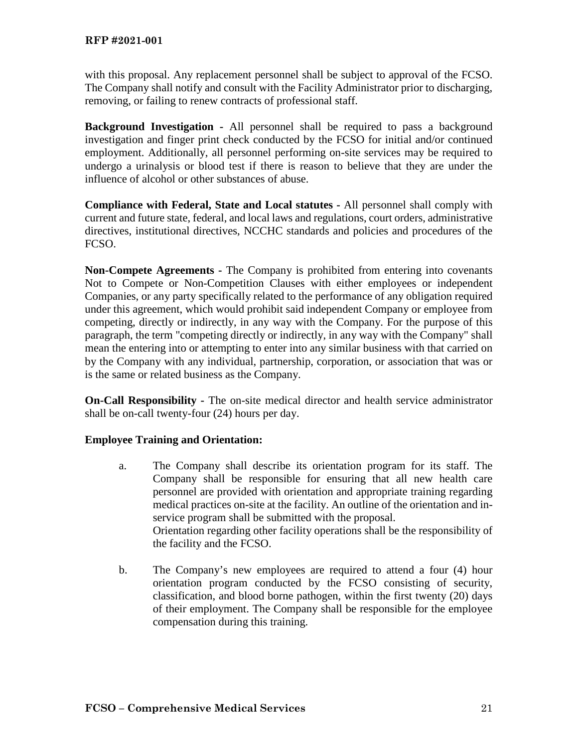with this proposal. Any replacement personnel shall be subject to approval of the FCSO. The Company shall notify and consult with the Facility Administrator prior to discharging, removing, or failing to renew contracts of professional staff.

**Background Investigation -** All personnel shall be required to pass a background investigation and finger print check conducted by the FCSO for initial and/or continued employment. Additionally, all personnel performing on-site services may be required to undergo a urinalysis or blood test if there is reason to believe that they are under the influence of alcohol or other substances of abuse.

**Compliance with Federal, State and Local statutes -** All personnel shall comply with current and future state, federal, and local laws and regulations, court orders, administrative directives, institutional directives, NCCHC standards and policies and procedures of the FCSO.

**Non-Compete Agreements -** The Company is prohibited from entering into covenants Not to Compete or Non-Competition Clauses with either employees or independent Companies, or any party specifically related to the performance of any obligation required under this agreement, which would prohibit said independent Company or employee from competing, directly or indirectly, in any way with the Company. For the purpose of this paragraph, the term "competing directly or indirectly, in any way with the Company" shall mean the entering into or attempting to enter into any similar business with that carried on by the Company with any individual, partnership, corporation, or association that was or is the same or related business as the Company.

**On-Call Responsibility -** The on-site medical director and health service administrator shall be on-call twenty-four (24) hours per day.

**Employee Training and Orientation:**

a. The Company shall describe its orientation program for its staff. The Company shall be responsible for ensuring that all new health care personnel are provided with orientation and appropriate training regarding medical practices on-site at the facility. An outline of the orientation and in-service program shall be submitted with the proposal.
   Orientation regarding other facility operations shall be the responsibility of the facility and the FCSO.

b. The Company's new employees are required to attend a four (4) hour orientation program conducted by the FCSO consisting of security, classification, and blood borne pathogen, within the first twenty (20) days of their employment. The Company shall be responsible for the employee compensation during this training.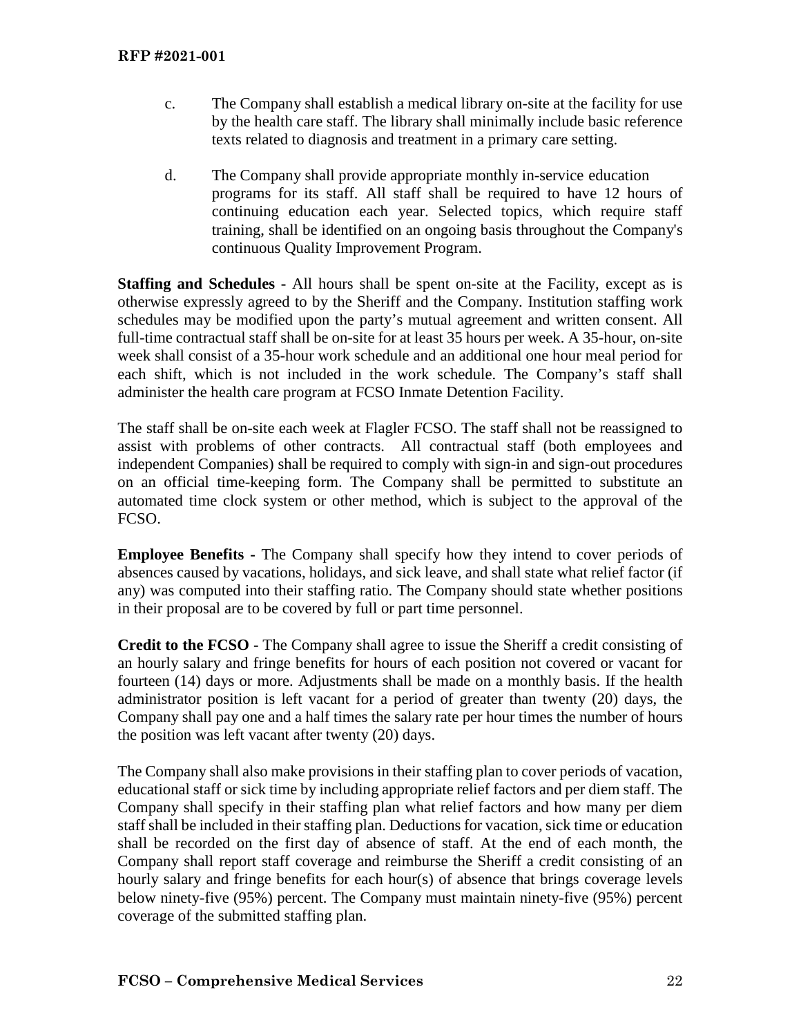c. The Company shall establish a medical library on-site at the facility for use by the health care staff. The library shall minimally include basic reference texts related to diagnosis and treatment in a primary care setting.

d. The Company shall provide appropriate monthly in-service education programs for its staff. All staff shall be required to have 12 hours of continuing education each year. Selected topics, which require staff training, shall be identified on an ongoing basis throughout the Company's continuous Quality Improvement Program.

**Staffing and Schedules -** All hours shall be spent on-site at the Facility, except as is otherwise expressly agreed to by the Sheriff and the Company. Institution staffing work schedules may be modified upon the party's mutual agreement and written consent. All full-time contractual staff shall be on-site for at least 35 hours per week. A 35-hour, on-site week shall consist of a 35-hour work schedule and an additional one hour meal period for each shift, which is not included in the work schedule. The Company's staff shall administer the health care program at FCSO Inmate Detention Facility.

The staff shall be on-site each week at Flagler FCSO. The staff shall not be reassigned to assist with problems of other contracts. All contractual staff (both employees and independent Companies) shall be required to comply with sign-in and sign-out procedures on an official time-keeping form. The Company shall be permitted to substitute an automated time clock system or other method, which is subject to the approval of the FCSO.

**Employee Benefits -** The Company shall specify how they intend to cover periods of absences caused by vacations, holidays, and sick leave, and shall state what relief factor (if any) was computed into their staffing ratio. The Company should state whether positions in their proposal are to be covered by full or part time personnel.

**Credit to the FCSO -** The Company shall agree to issue the Sheriff a credit consisting of an hourly salary and fringe benefits for hours of each position not covered or vacant for fourteen (14) days or more. Adjustments shall be made on a monthly basis. If the health administrator position is left vacant for a period of greater than twenty (20) days, the Company shall pay one and a half times the salary rate per hour times the number of hours the position was left vacant after twenty (20) days.

The Company shall also make provisions in their staffing plan to cover periods of vacation, educational staff or sick time by including appropriate relief factors and per diem staff. The Company shall specify in their staffing plan what relief factors and how many per diem staff shall be included in their staffing plan. Deductions for vacation, sick time or education shall be recorded on the first day of absence of staff. At the end of each month, the Company shall report staff coverage and reimburse the Sheriff a credit consisting of an hourly salary and fringe benefits for each hour(s) of absence that brings coverage levels below ninety-five (95%) percent. The Company must maintain ninety-five (95%) percent coverage of the submitted staffing plan.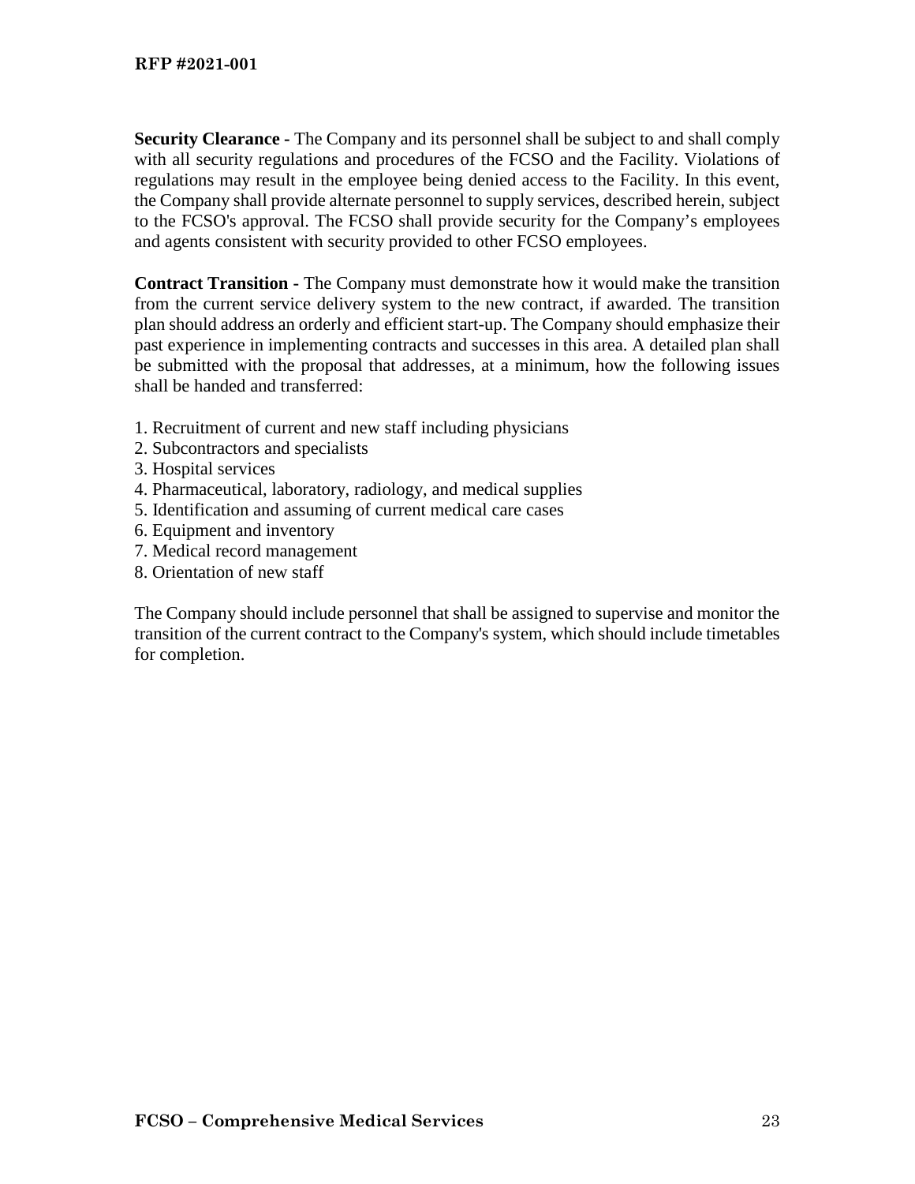**Security Clearance -** The Company and its personnel shall be subject to and shall comply with all security regulations and procedures of the FCSO and the Facility. Violations of regulations may result in the employee being denied access to the Facility. In this event, the Company shall provide alternate personnel to supply services, described herein, subject to the FCSO's approval. The FCSO shall provide security for the Company's employees and agents consistent with security provided to other FCSO employees.

**Contract Transition -** The Company must demonstrate how it would make the transition from the current service delivery system to the new contract, if awarded. The transition plan should address an orderly and efficient start-up. The Company should emphasize their past experience in implementing contracts and successes in this area. A detailed plan shall be submitted with the proposal that addresses, at a minimum, how the following issues shall be handed and transferred:

1. Recruitment of current and new staff including physicians
2. Subcontractors and specialists
3. Hospital services
4. Pharmaceutical, laboratory, radiology, and medical supplies
5. Identification and assuming of current medical care cases
6. Equipment and inventory
7. Medical record management
8. Orientation of new staff

The Company should include personnel that shall be assigned to supervise and monitor the transition of the current contract to the Company's system, which should include timetables for completion.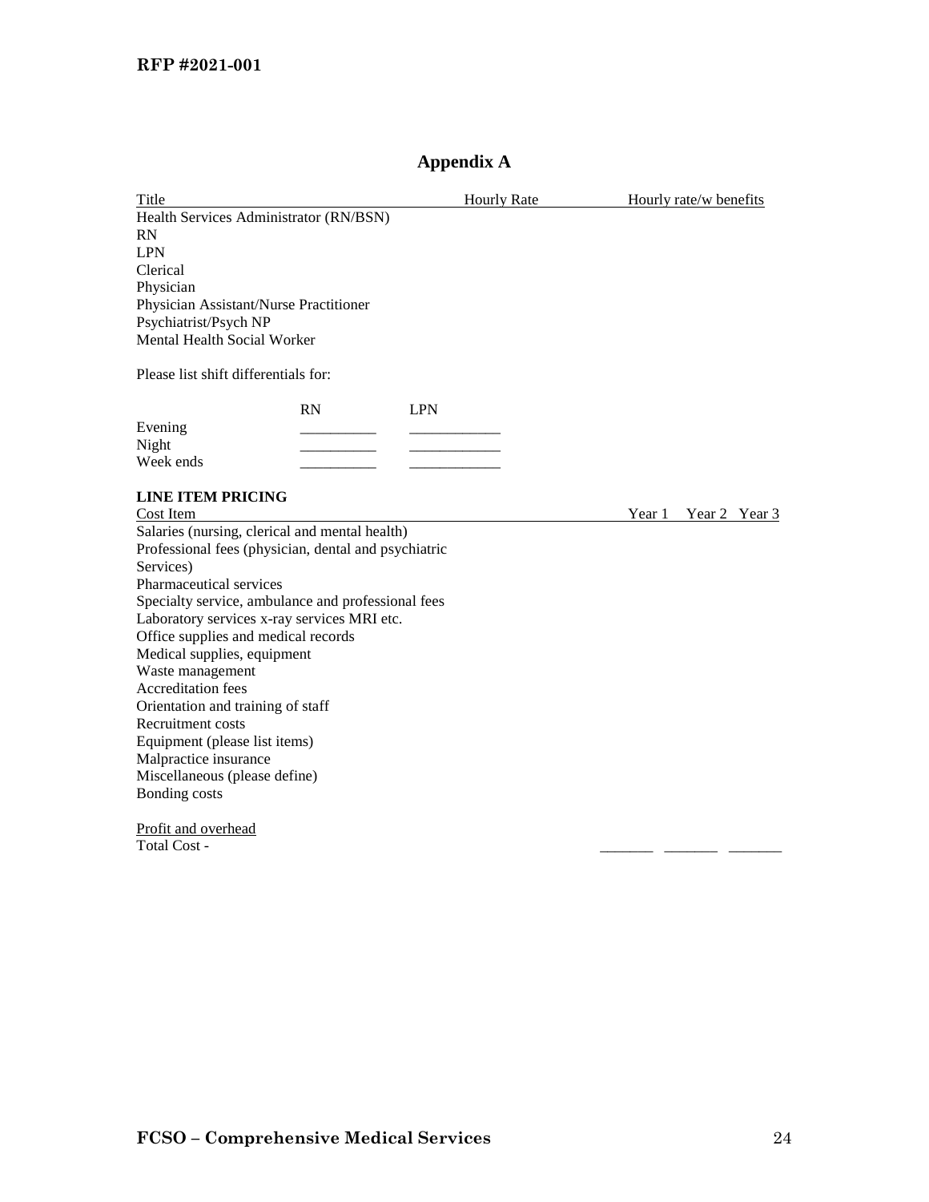# Appendix A

| Title | Hourly Rate | Hourly rate/w benefits |
|---|---|---|
| Health Services Administrator (RN/BSN) | | |
| RN | | |
| LPN | | |
| Clerical | | |
| Physician | | |
| Physician Assistant/Nurse Practitioner | | |
| Psychiatrist/Psych NP | | |
| Mental Health Social Worker | | |

Please list shift differentials for:

| | RN | LPN |
|---|---|---|
| Evening | __________ | ____________ |
| Night | __________ | ____________ |
| Week ends | __________ | ____________ |

**LINE ITEM PRICING**

| Cost Item | Year 1 | Year 2 | Year 3 |
|---|---|---|---|
| Salaries (nursing, clerical and mental health) | | | |
| Professional fees (physician, dental and psychiatric Services) | | | |
| Pharmaceutical services | | | |
| Specialty service, ambulance and professional fees | | | |
| Laboratory services x-ray services MRI etc. | | | |
| Office supplies and medical records | | | |
| Medical supplies, equipment | | | |
| Waste management | | | |
| Accreditation fees | | | |
| Orientation and training of staff | | | |
| Recruitment costs | | | |
| Equipment (please list items) | | | |
| Malpractice insurance | | | |
| Miscellaneous (please define) | | | |
| Bonding costs | | | |
| Profit and overhead | | | |
| Total Cost - | _______ | _______ | _______ |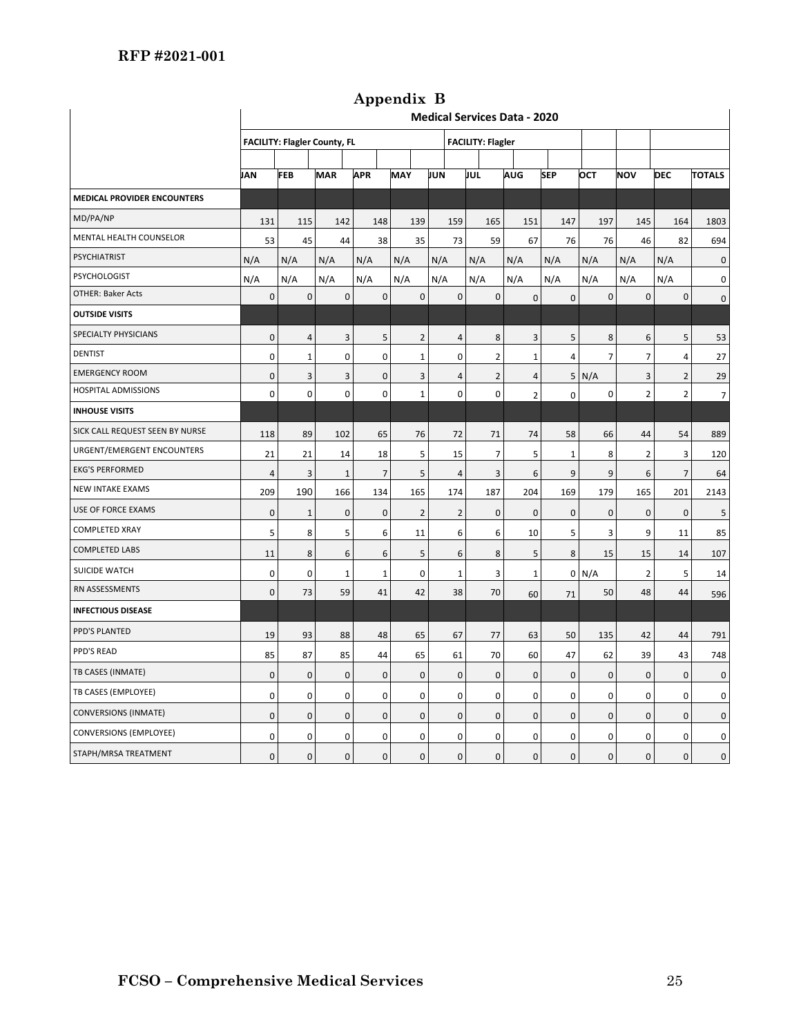RFP #2021-001

# Appendix B

| | Medical Services Data - 2020 | | | | | | | | | | | | |
|---|---|---|---|---|---|---|---|---|---|---|---|---|---|
| | FACILITY: Flagler County, FL | | | | | | FACILITY: Flagler | | | | | | |
| | JAN | FEB | MAR | APR | MAY | JUN | JUL | AUG | SEP | OCT | NOV | DEC | TOTALS |
| **MEDICAL PROVIDER ENCOUNTERS** | | | | | | | | | | | | | |
| MD/PA/NP | 131 | 115 | 142 | 148 | 139 | 159 | 165 | 151 | 147 | 197 | 145 | 164 | 1803 |
| MENTAL HEALTH COUNSELOR | 53 | 45 | 44 | 38 | 35 | 73 | 59 | 67 | 76 | 76 | 46 | 82 | 694 |
| PSYCHIATRIST | N/A | N/A | N/A | N/A | N/A | N/A | N/A | N/A | N/A | N/A | N/A | N/A | 0 |
| PSYCHOLOGIST | N/A | N/A | N/A | N/A | N/A | N/A | N/A | N/A | N/A | N/A | N/A | N/A | 0 |
| OTHER: Baker Acts | 0 | 0 | 0 | 0 | 0 | 0 | 0 | 0 | 0 | 0 | 0 | 0 | 0 |
| **OUTSIDE VISITS** | | | | | | | | | | | | | |
| SPECIALTY PHYSICIANS | 0 | 4 | 3 | 5 | 2 | 4 | 8 | 3 | 5 | 8 | 6 | 5 | 53 |
| DENTIST | 0 | 1 | 0 | 0 | 1 | 0 | 2 | 1 | 4 | 7 | 7 | 4 | 27 |
| EMERGENCY ROOM | 0 | 3 | 3 | 0 | 3 | 4 | 2 | 4 | 5 | N/A | 3 | 2 | 29 |
| HOSPITAL ADMISSIONS | 0 | 0 | 0 | 0 | 1 | 0 | 0 | 2 | 0 | 0 | 2 | 2 | 7 |
| **INHOUSE VISITS** | | | | | | | | | | | | | |
| SICK CALL REQUEST SEEN BY NURSE | 118 | 89 | 102 | 65 | 76 | 72 | 71 | 74 | 58 | 66 | 44 | 54 | 889 |
| URGENT/EMERGENT ENCOUNTERS | 21 | 21 | 14 | 18 | 5 | 15 | 7 | 5 | 1 | 8 | 2 | 3 | 120 |
| EKG'S PERFORMED | 4 | 3 | 1 | 7 | 5 | 4 | 3 | 6 | 9 | 9 | 6 | 7 | 64 |
| NEW INTAKE EXAMS | 209 | 190 | 166 | 134 | 165 | 174 | 187 | 204 | 169 | 179 | 165 | 201 | 2143 |
| USE OF FORCE EXAMS | 0 | 1 | 0 | 0 | 2 | 2 | 0 | 0 | 0 | 0 | 0 | 0 | 5 |
| COMPLETED XRAY | 5 | 8 | 5 | 6 | 11 | 6 | 6 | 10 | 5 | 3 | 9 | 11 | 85 |
| COMPLETED LABS | 11 | 8 | 6 | 6 | 5 | 6 | 8 | 5 | 8 | 15 | 15 | 14 | 107 |
| SUICIDE WATCH | 0 | 0 | 1 | 1 | 0 | 1 | 3 | 1 | 0 | N/A | 2 | 5 | 14 |
| RN ASSESSMENTS | 0 | 73 | 59 | 41 | 42 | 38 | 70 | 60 | 71 | 50 | 48 | 44 | 596 |
| **INFECTIOUS DISEASE** | | | | | | | | | | | | | |
| PPD'S PLANTED | 19 | 93 | 88 | 48 | 65 | 67 | 77 | 63 | 50 | 135 | 42 | 44 | 791 |
| PPD'S READ | 85 | 87 | 85 | 44 | 65 | 61 | 70 | 60 | 47 | 62 | 39 | 43 | 748 |
| TB CASES (INMATE) | 0 | 0 | 0 | 0 | 0 | 0 | 0 | 0 | 0 | 0 | 0 | 0 | 0 |
| TB CASES (EMPLOYEE) | 0 | 0 | 0 | 0 | 0 | 0 | 0 | 0 | 0 | 0 | 0 | 0 | 0 |
| CONVERSIONS (INMATE) | 0 | 0 | 0 | 0 | 0 | 0 | 0 | 0 | 0 | 0 | 0 | 0 | 0 |
| CONVERSIONS (EMPLOYEE) | 0 | 0 | 0 | 0 | 0 | 0 | 0 | 0 | 0 | 0 | 0 | 0 | 0 |
| STAPH/MRSA TREATMENT | 0 | 0 | 0 | 0 | 0 | 0 | 0 | 0 | 0 | 0 | 0 | 0 | 0 |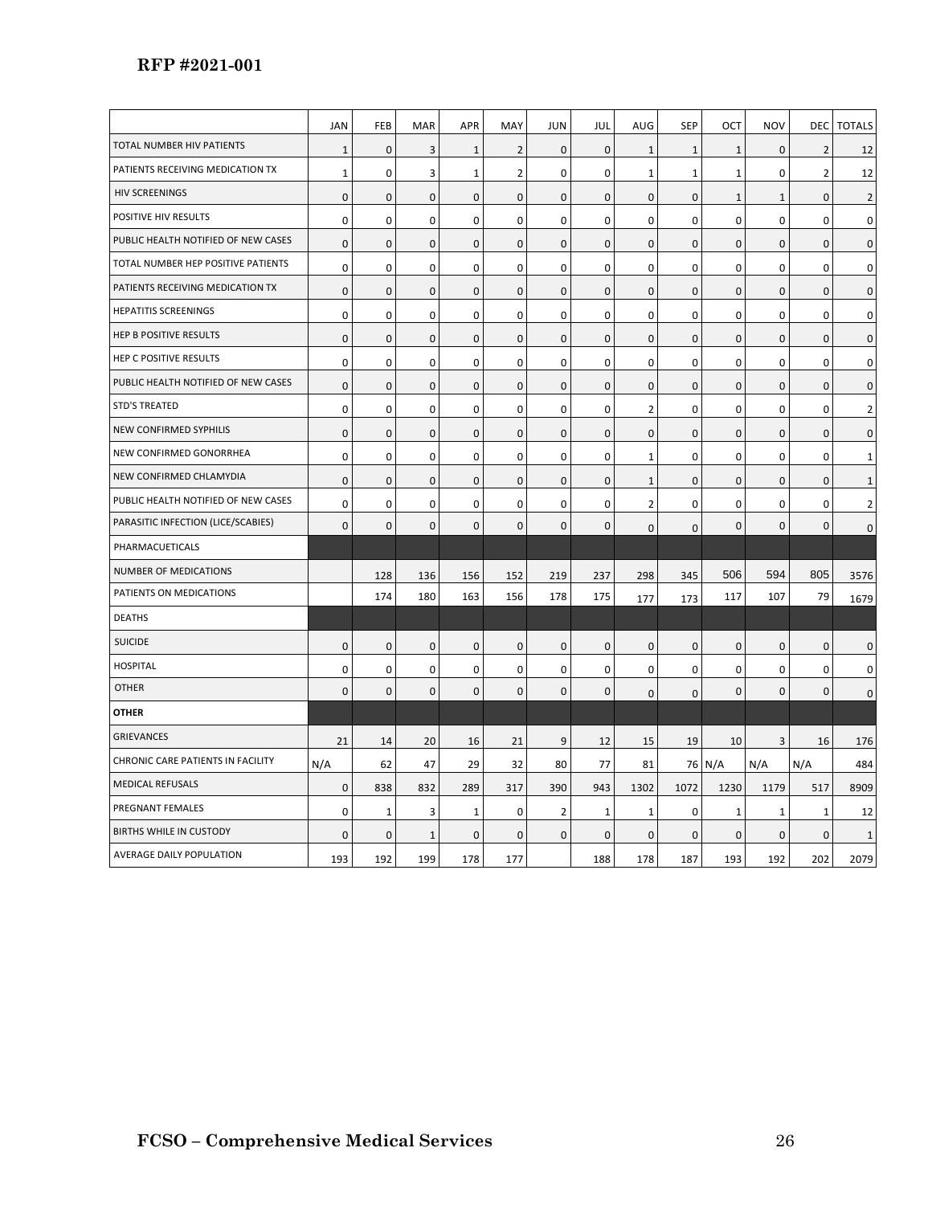|  | JAN | FEB | MAR | APR | MAY | JUN | JUL | AUG | SEP | OCT | NOV | DEC | TOTALS |
|---|---|---|---|---|---|---|---|---|---|---|---|---|---|
| TOTAL NUMBER HIV PATIENTS | 1 | 0 | 3 | 1 | 2 | 0 | 0 | 1 | 1 | 1 | 0 | 2 | 12 |
| PATIENTS RECEIVING MEDICATION TX | 1 | 0 | 3 | 1 | 2 | 0 | 0 | 1 | 1 | 1 | 0 | 2 | 12 |
| HIV SCREENINGS | 0 | 0 | 0 | 0 | 0 | 0 | 0 | 0 | 0 | 1 | 1 | 0 | 2 |
| POSITIVE HIV RESULTS | 0 | 0 | 0 | 0 | 0 | 0 | 0 | 0 | 0 | 0 | 0 | 0 | 0 |
| PUBLIC HEALTH NOTIFIED OF NEW CASES | 0 | 0 | 0 | 0 | 0 | 0 | 0 | 0 | 0 | 0 | 0 | 0 | 0 |
| TOTAL NUMBER HEP POSITIVE PATIENTS | 0 | 0 | 0 | 0 | 0 | 0 | 0 | 0 | 0 | 0 | 0 | 0 | 0 |
| PATIENTS RECEIVING MEDICATION TX | 0 | 0 | 0 | 0 | 0 | 0 | 0 | 0 | 0 | 0 | 0 | 0 | 0 |
| HEPATITIS SCREENINGS | 0 | 0 | 0 | 0 | 0 | 0 | 0 | 0 | 0 | 0 | 0 | 0 | 0 |
| HEP B POSITIVE RESULTS | 0 | 0 | 0 | 0 | 0 | 0 | 0 | 0 | 0 | 0 | 0 | 0 | 0 |
| HEP C POSITIVE RESULTS | 0 | 0 | 0 | 0 | 0 | 0 | 0 | 0 | 0 | 0 | 0 | 0 | 0 |
| PUBLIC HEALTH NOTIFIED OF NEW CASES | 0 | 0 | 0 | 0 | 0 | 0 | 0 | 0 | 0 | 0 | 0 | 0 | 0 |
| STD'S TREATED | 0 | 0 | 0 | 0 | 0 | 0 | 0 | 2 | 0 | 0 | 0 | 0 | 2 |
| NEW CONFIRMED SYPHILIS | 0 | 0 | 0 | 0 | 0 | 0 | 0 | 0 | 0 | 0 | 0 | 0 | 0 |
| NEW CONFIRMED GONORRHEA | 0 | 0 | 0 | 0 | 0 | 0 | 0 | 1 | 0 | 0 | 0 | 0 | 1 |
| NEW CONFIRMED CHLAMYDIA | 0 | 0 | 0 | 0 | 0 | 0 | 0 | 1 | 0 | 0 | 0 | 0 | 1 |
| PUBLIC HEALTH NOTIFIED OF NEW CASES | 0 | 0 | 0 | 0 | 0 | 0 | 0 | 2 | 0 | 0 | 0 | 0 | 2 |
| PARASITIC INFECTION (LICE/SCABIES) | 0 | 0 | 0 | 0 | 0 | 0 | 0 | 0 | 0 | 0 | 0 | 0 | 0 |
| PHARMACUETICALS |  |  |  |  |  |  |  |  |  |  |  |  |  |
| NUMBER OF MEDICATIONS |  | 128 | 136 | 156 | 152 | 219 | 237 | 298 | 345 | 506 | 594 | 805 | 3576 |
| PATIENTS ON MEDICATIONS |  | 174 | 180 | 163 | 156 | 178 | 175 | 177 | 173 | 117 | 107 | 79 | 1679 |
| DEATHS |  |  |  |  |  |  |  |  |  |  |  |  |  |
| SUICIDE | 0 | 0 | 0 | 0 | 0 | 0 | 0 | 0 | 0 | 0 | 0 | 0 | 0 |
| HOSPITAL | 0 | 0 | 0 | 0 | 0 | 0 | 0 | 0 | 0 | 0 | 0 | 0 | 0 |
| OTHER | 0 | 0 | 0 | 0 | 0 | 0 | 0 | 0 | 0 | 0 | 0 | 0 | 0 |
| **OTHER** |  |  |  |  |  |  |  |  |  |  |  |  |  |
| GRIEVANCES | 21 | 14 | 20 | 16 | 21 | 9 | 12 | 15 | 19 | 10 | 3 | 16 | 176 |
| CHRONIC CARE PATIENTS IN FACILITY | N/A | 62 | 47 | 29 | 32 | 80 | 77 | 81 | 76 | N/A | N/A | N/A | 484 |
| MEDICAL REFUSALS | 0 | 838 | 832 | 289 | 317 | 390 | 943 | 1302 | 1072 | 1230 | 1179 | 517 | 8909 |
| PREGNANT FEMALES | 0 | 1 | 3 | 1 | 0 | 2 | 1 | 1 | 0 | 1 | 1 | 1 | 12 |
| BIRTHS WHILE IN CUSTODY | 0 | 0 | 1 | 0 | 0 | 0 | 0 | 0 | 0 | 0 | 0 | 0 | 1 |
| AVERAGE DAILY POPULATION | 193 | 192 | 199 | 178 | 177 |  | 188 | 178 | 187 | 193 | 192 | 202 | 2079 |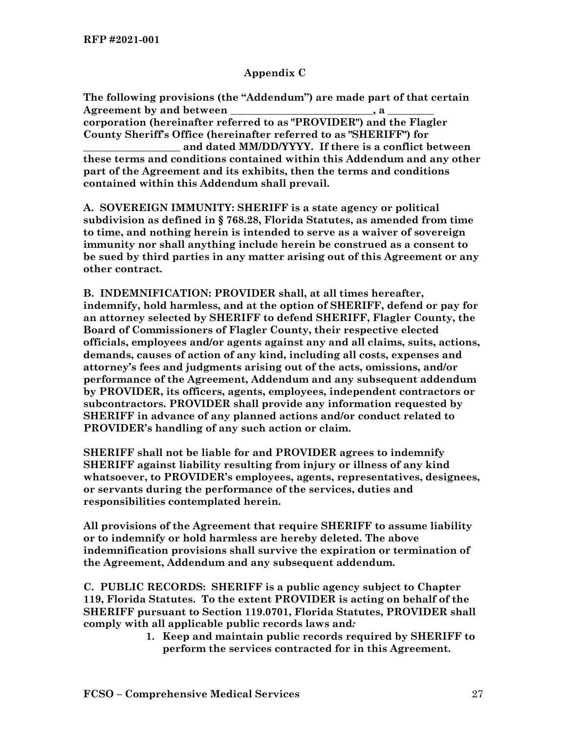RFP #2021-001

## Appendix C

**The following provisions (the "Addendum") are made part of that certain Agreement by and between ___________________________, a _________ corporation (hereinafter referred to as "PROVIDER") and the Flagler County Sheriff's Office (hereinafter referred to as "SHERIFF") for ___________________ and dated MM/DD/YYYY. If there is a conflict between these terms and conditions contained within this Addendum and any other part of the Agreement and its exhibits, then the terms and conditions contained within this Addendum shall prevail.**

**A. SOVEREIGN IMMUNITY: SHERIFF is a state agency or political subdivision as defined in § 768.28, Florida Statutes, as amended from time to time, and nothing herein is intended to serve as a waiver of sovereign immunity nor shall anything include herein be construed as a consent to be sued by third parties in any matter arising out of this Agreement or any other contract.**

**B. INDEMNIFICATION: PROVIDER shall, at all times hereafter, indemnify, hold harmless, and at the option of SHERIFF, defend or pay for an attorney selected by SHERIFF to defend SHERIFF, Flagler County, the Board of Commissioners of Flagler County, their respective elected officials, employees and/or agents against any and all claims, suits, actions, demands, causes of action of any kind, including all costs, expenses and attorney's fees and judgments arising out of the acts, omissions, and/or performance of the Agreement, Addendum and any subsequent addendum by PROVIDER, its officers, agents, employees, independent contractors or subcontractors. PROVIDER shall provide any information requested by SHERIFF in advance of any planned actions and/or conduct related to PROVIDER's handling of any such action or claim.**

**SHERIFF shall not be liable for and PROVIDER agrees to indemnify SHERIFF against liability resulting from injury or illness of any kind whatsoever, to PROVIDER's employees, agents, representatives, designees, or servants during the performance of the services, duties and responsibilities contemplated herein.**

**All provisions of the Agreement that require SHERIFF to assume liability or to indemnify or hold harmless are hereby deleted. The above indemnification provisions shall survive the expiration or termination of the Agreement, Addendum and any subsequent addendum.**

**C. PUBLIC RECORDS: SHERIFF is a public agency subject to Chapter 119, Florida Statutes. To the extent PROVIDER is acting on behalf of the SHERIFF pursuant to Section 119.0701, Florida Statutes, PROVIDER shall comply with all applicable public records laws and*:***

1. **Keep and maintain public records required by SHERIFF to perform the services contracted for in this Agreement.**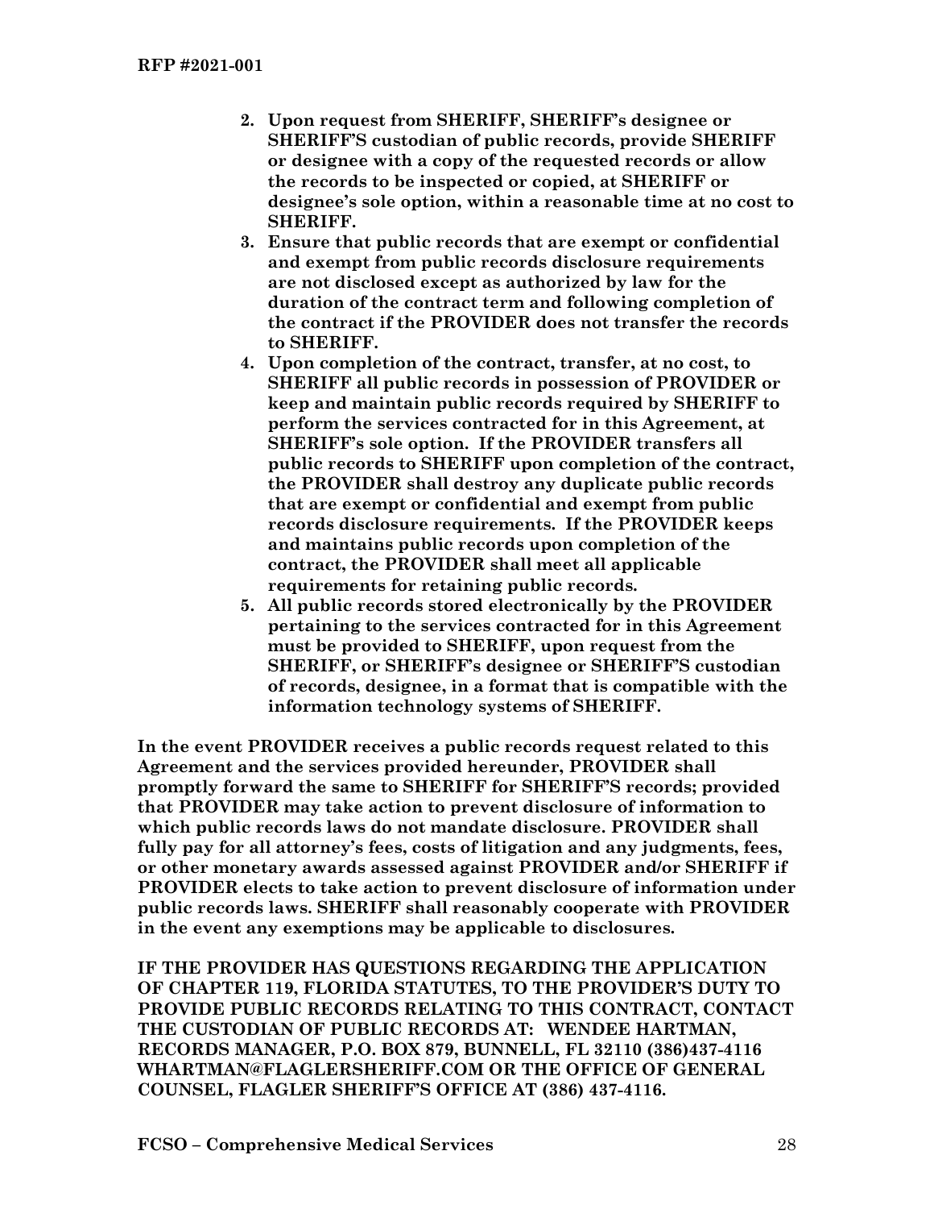2. **Upon request from SHERIFF, SHERIFF's designee or SHERIFF'S custodian of public records, provide SHERIFF or designee with a copy of the requested records or allow the records to be inspected or copied, at SHERIFF or designee's sole option, within a reasonable time at no cost to SHERIFF.**
3. **Ensure that public records that are exempt or confidential and exempt from public records disclosure requirements are not disclosed except as authorized by law for the duration of the contract term and following completion of the contract if the PROVIDER does not transfer the records to SHERIFF.**
4. **Upon completion of the contract, transfer, at no cost, to SHERIFF all public records in possession of PROVIDER or keep and maintain public records required by SHERIFF to perform the services contracted for in this Agreement, at SHERIFF's sole option. If the PROVIDER transfers all public records to SHERIFF upon completion of the contract, the PROVIDER shall destroy any duplicate public records that are exempt or confidential and exempt from public records disclosure requirements. If the PROVIDER keeps and maintains public records upon completion of the contract, the PROVIDER shall meet all applicable requirements for retaining public records.**
5. **All public records stored electronically by the PROVIDER pertaining to the services contracted for in this Agreement must be provided to SHERIFF, upon request from the SHERIFF, or SHERIFF's designee or SHERIFF'S custodian of records, designee, in a format that is compatible with the information technology systems of SHERIFF.**

**In the event PROVIDER receives a public records request related to this Agreement and the services provided hereunder, PROVIDER shall promptly forward the same to SHERIFF for SHERIFF'S records; provided that PROVIDER may take action to prevent disclosure of information to which public records laws do not mandate disclosure. PROVIDER shall fully pay for all attorney's fees, costs of litigation and any judgments, fees, or other monetary awards assessed against PROVIDER and/or SHERIFF if PROVIDER elects to take action to prevent disclosure of information under public records laws. SHERIFF shall reasonably cooperate with PROVIDER in the event any exemptions may be applicable to disclosures.**

**IF THE PROVIDER HAS QUESTIONS REGARDING THE APPLICATION OF CHAPTER 119, FLORIDA STATUTES, TO THE PROVIDER'S DUTY TO PROVIDE PUBLIC RECORDS RELATING TO THIS CONTRACT, CONTACT THE CUSTODIAN OF PUBLIC RECORDS AT: WENDEE HARTMAN, RECORDS MANAGER, P.O. BOX 879, BUNNELL, FL 32110 (386)437-4116 WHARTMAN@FLAGLERSHERIFF.COM OR THE OFFICE OF GENERAL COUNSEL, FLAGLER SHERIFF'S OFFICE AT (386) 437-4116.**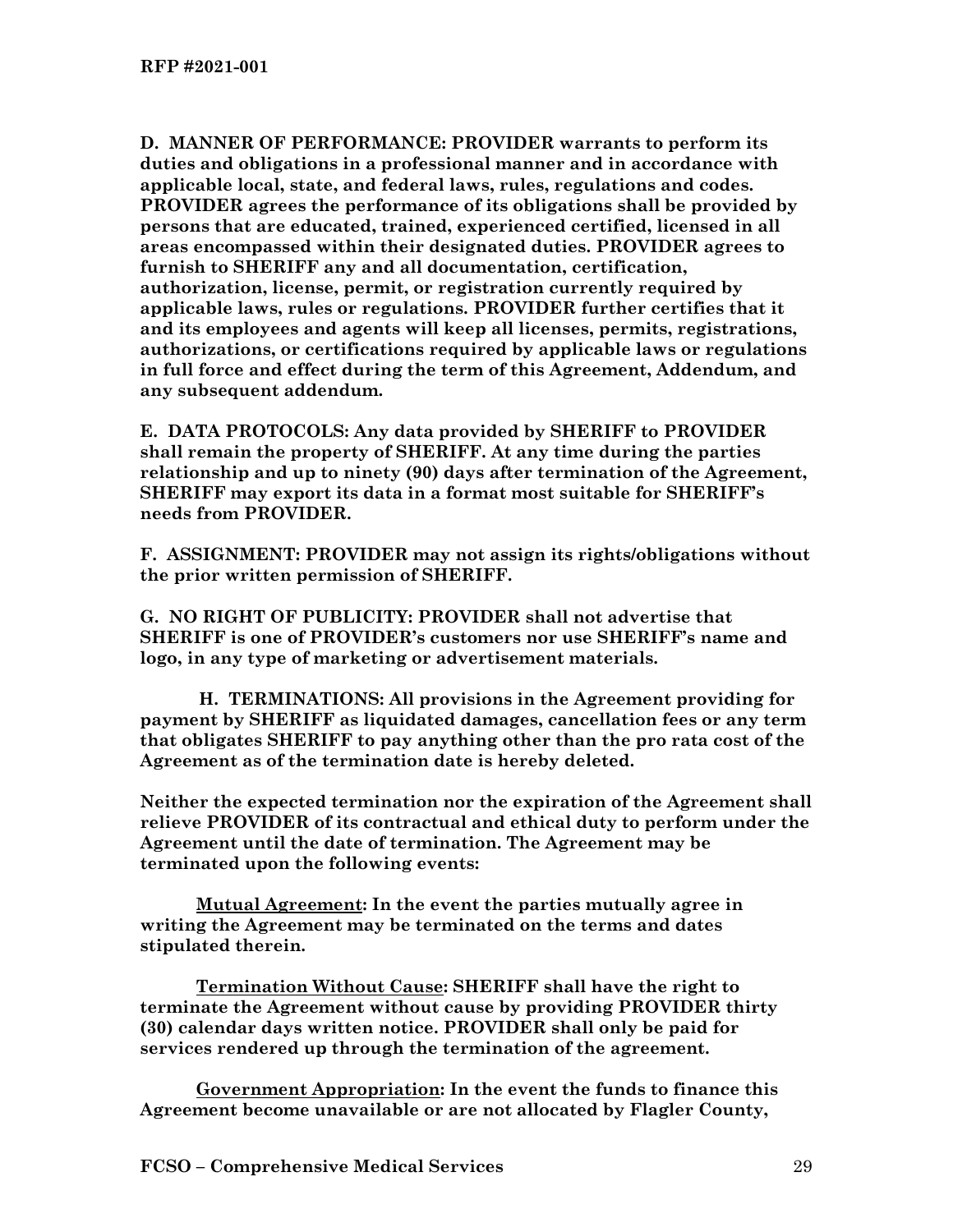**D. MANNER OF PERFORMANCE: PROVIDER warrants to perform its duties and obligations in a professional manner and in accordance with applicable local, state, and federal laws, rules, regulations and codes. PROVIDER agrees the performance of its obligations shall be provided by persons that are educated, trained, experienced certified, licensed in all areas encompassed within their designated duties. PROVIDER agrees to furnish to SHERIFF any and all documentation, certification, authorization, license, permit, or registration currently required by applicable laws, rules or regulations. PROVIDER further certifies that it and its employees and agents will keep all licenses, permits, registrations, authorizations, or certifications required by applicable laws or regulations in full force and effect during the term of this Agreement, Addendum, and any subsequent addendum.**

**E. DATA PROTOCOLS: Any data provided by SHERIFF to PROVIDER shall remain the property of SHERIFF. At any time during the parties relationship and up to ninety (90) days after termination of the Agreement, SHERIFF may export its data in a format most suitable for SHERIFF's needs from PROVIDER.**

**F. ASSIGNMENT: PROVIDER may not assign its rights/obligations without the prior written permission of SHERIFF.**

**G. NO RIGHT OF PUBLICITY: PROVIDER shall not advertise that SHERIFF is one of PROVIDER's customers nor use SHERIFF's name and logo, in any type of marketing or advertisement materials.**

**H. TERMINATIONS: All provisions in the Agreement providing for payment by SHERIFF as liquidated damages, cancellation fees or any term that obligates SHERIFF to pay anything other than the pro rata cost of the Agreement as of the termination date is hereby deleted.**

**Neither the expected termination nor the expiration of the Agreement shall relieve PROVIDER of its contractual and ethical duty to perform under the Agreement until the date of termination. The Agreement may be terminated upon the following events:**

**<u>Mutual Agreement</u>: In the event the parties mutually agree in writing the Agreement may be terminated on the terms and dates stipulated therein.**

**<u>Termination Without Cause</u>: SHERIFF shall have the right to terminate the Agreement without cause by providing PROVIDER thirty (30) calendar days written notice. PROVIDER shall only be paid for services rendered up through the termination of the agreement.**

**<u>Government Appropriation</u>: In the event the funds to finance this Agreement become unavailable or are not allocated by Flagler County,**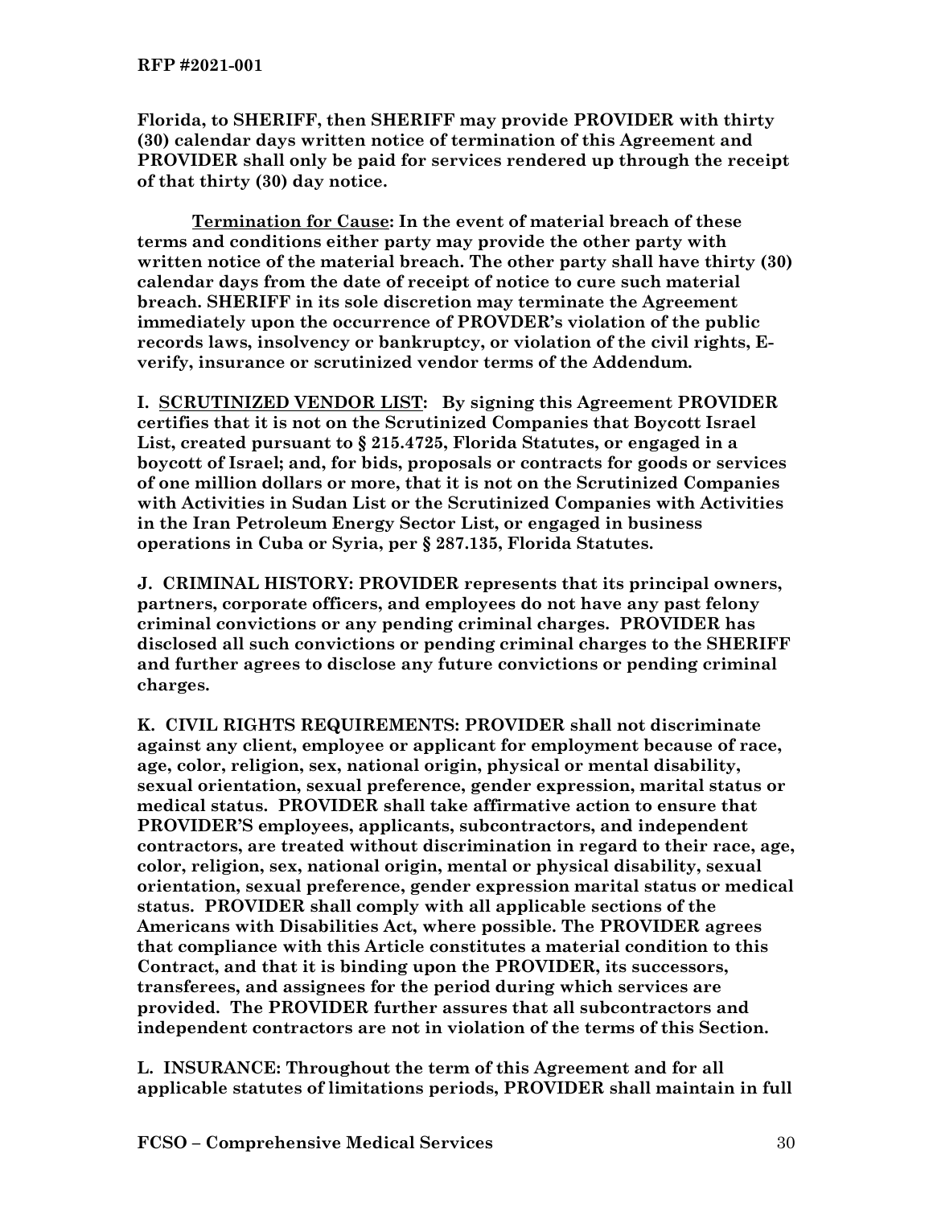**Florida, to SHERIFF, then SHERIFF may provide PROVIDER with thirty (30) calendar days written notice of termination of this Agreement and PROVIDER shall only be paid for services rendered up through the receipt of that thirty (30) day notice.**

**<u>Termination for Cause</u>: In the event of material breach of these terms and conditions either party may provide the other party with written notice of the material breach. The other party shall have thirty (30) calendar days from the date of receipt of notice to cure such material breach. SHERIFF in its sole discretion may terminate the Agreement immediately upon the occurrence of PROVDER's violation of the public records laws, insolvency or bankruptcy, or violation of the civil rights, E-verify, insurance or scrutinized vendor terms of the Addendum.**

**I. <u>SCRUTINIZED VENDOR LIST</u>: By signing this Agreement PROVIDER certifies that it is not on the Scrutinized Companies that Boycott Israel List, created pursuant to § 215.4725, Florida Statutes, or engaged in a boycott of Israel; and, for bids, proposals or contracts for goods or services of one million dollars or more, that it is not on the Scrutinized Companies with Activities in Sudan List or the Scrutinized Companies with Activities in the Iran Petroleum Energy Sector List, or engaged in business operations in Cuba or Syria, per § 287.135, Florida Statutes.**

**J. CRIMINAL HISTORY: PROVIDER represents that its principal owners, partners, corporate officers, and employees do not have any past felony criminal convictions or any pending criminal charges. PROVIDER has disclosed all such convictions or pending criminal charges to the SHERIFF and further agrees to disclose any future convictions or pending criminal charges.**

**K. CIVIL RIGHTS REQUIREMENTS: PROVIDER shall not discriminate against any client, employee or applicant for employment because of race, age, color, religion, sex, national origin, physical or mental disability, sexual orientation, sexual preference, gender expression, marital status or medical status. PROVIDER shall take affirmative action to ensure that PROVIDER'S employees, applicants, subcontractors, and independent contractors, are treated without discrimination in regard to their race, age, color, religion, sex, national origin, mental or physical disability, sexual orientation, sexual preference, gender expression marital status or medical status. PROVIDER shall comply with all applicable sections of the Americans with Disabilities Act, where possible. The PROVIDER agrees that compliance with this Article constitutes a material condition to this Contract, and that it is binding upon the PROVIDER, its successors, transferees, and assignees for the period during which services are provided. The PROVIDER further assures that all subcontractors and independent contractors are not in violation of the terms of this Section.**

**L. INSURANCE: Throughout the term of this Agreement and for all applicable statutes of limitations periods, PROVIDER shall maintain in full**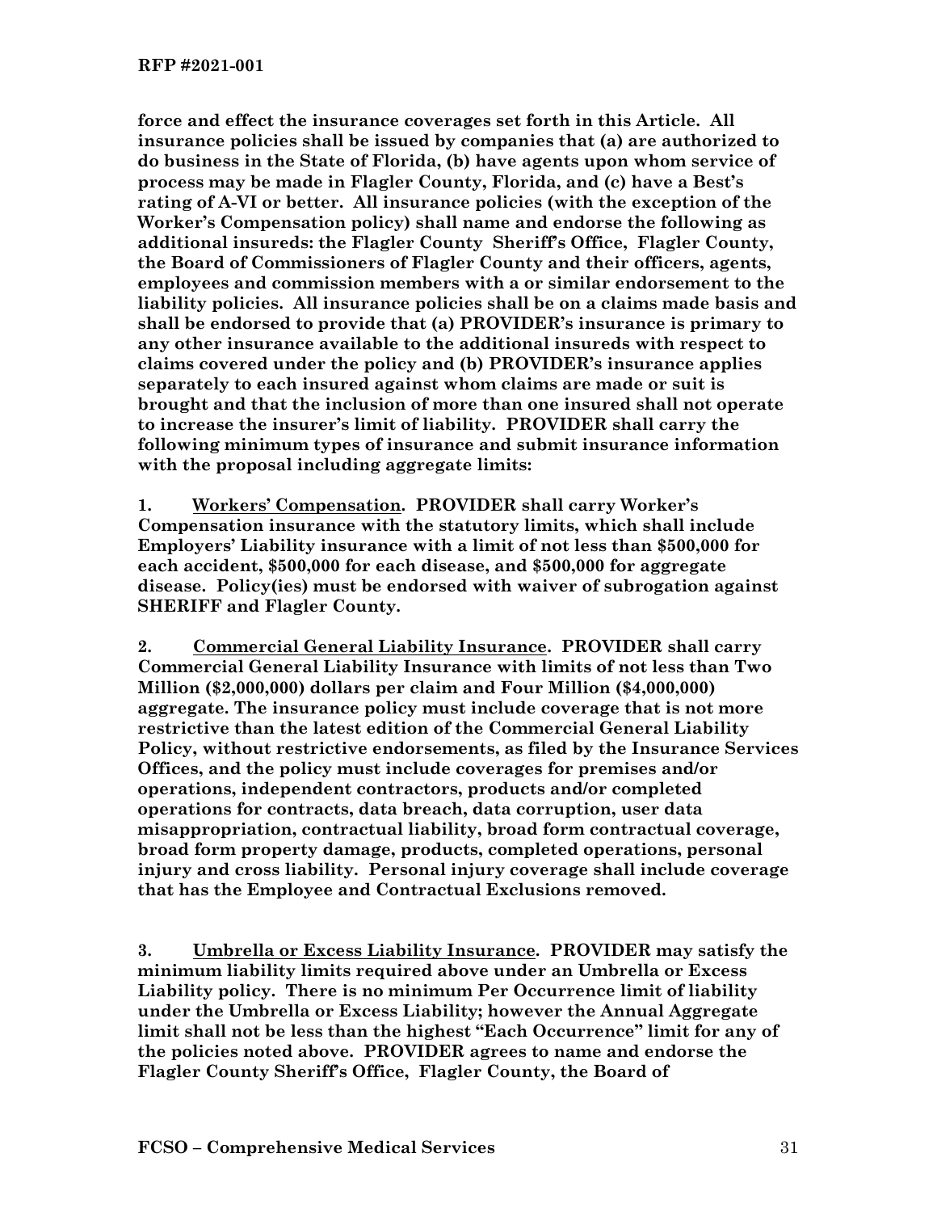**force and effect the insurance coverages set forth in this Article. All insurance policies shall be issued by companies that (a) are authorized to do business in the State of Florida, (b) have agents upon whom service of process may be made in Flagler County, Florida, and (c) have a Best's rating of A-VI or better. All insurance policies (with the exception of the Worker's Compensation policy) shall name and endorse the following as additional insureds: the Flagler County Sheriff's Office, Flagler County, the Board of Commissioners of Flagler County and their officers, agents, employees and commission members with a or similar endorsement to the liability policies. All insurance policies shall be on a claims made basis and shall be endorsed to provide that (a) PROVIDER's insurance is primary to any other insurance available to the additional insureds with respect to claims covered under the policy and (b) PROVIDER's insurance applies separately to each insured against whom claims are made or suit is brought and that the inclusion of more than one insured shall not operate to increase the insurer's limit of liability. PROVIDER shall carry the following minimum types of insurance and submit insurance information with the proposal including aggregate limits:**

**1. <u>Workers' Compensation</u>. PROVIDER shall carry Worker's Compensation insurance with the statutory limits, which shall include Employers' Liability insurance with a limit of not less than $500,000 for each accident, $500,000 for each disease, and $500,000 for aggregate disease. Policy(ies) must be endorsed with waiver of subrogation against SHERIFF and Flagler County.**

**2. <u>Commercial General Liability Insurance</u>. PROVIDER shall carry Commercial General Liability Insurance with limits of not less than Two Million ($2,000,000) dollars per claim and Four Million ($4,000,000) aggregate. The insurance policy must include coverage that is not more restrictive than the latest edition of the Commercial General Liability Policy, without restrictive endorsements, as filed by the Insurance Services Offices, and the policy must include coverages for premises and/or operations, independent contractors, products and/or completed operations for contracts, data breach, data corruption, user data misappropriation, contractual liability, broad form contractual coverage, broad form property damage, products, completed operations, personal injury and cross liability. Personal injury coverage shall include coverage that has the Employee and Contractual Exclusions removed.**

**3. <u>Umbrella or Excess Liability Insurance</u>. PROVIDER may satisfy the minimum liability limits required above under an Umbrella or Excess Liability policy. There is no minimum Per Occurrence limit of liability under the Umbrella or Excess Liability; however the Annual Aggregate limit shall not be less than the highest "Each Occurrence" limit for any of the policies noted above. PROVIDER agrees to name and endorse the Flagler County Sheriff's Office, Flagler County, the Board of**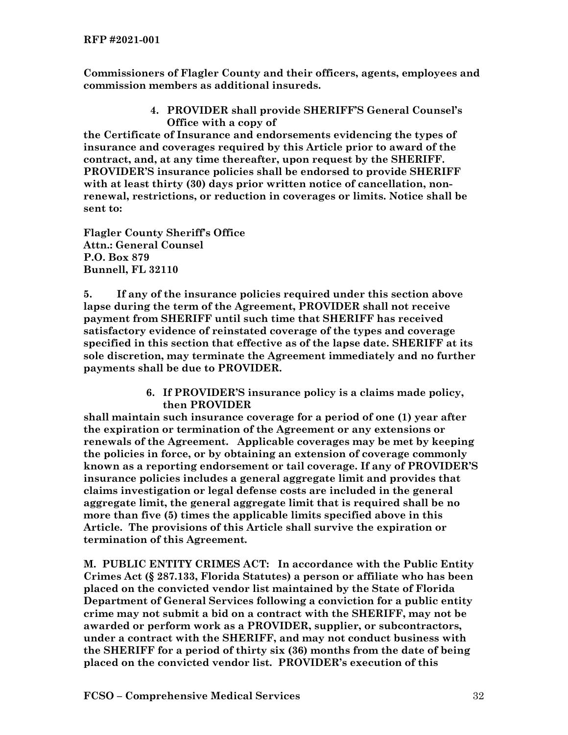**Commissioners of Flagler County and their officers, agents, employees and commission members as additional insureds.**

**4. PROVIDER shall provide SHERIFF'S General Counsel's Office with a copy of the Certificate of Insurance and endorsements evidencing the types of insurance and coverages required by this Article prior to award of the contract, and, at any time thereafter, upon request by the SHERIFF. PROVIDER'S insurance policies shall be endorsed to provide SHERIFF with at least thirty (30) days prior written notice of cancellation, non-renewal, restrictions, or reduction in coverages or limits. Notice shall be sent to:**

**Flagler County Sheriff's Office**
**Attn.: General Counsel**
**P.O. Box 879**
**Bunnell, FL 32110**

**5. If any of the insurance policies required under this section above lapse during the term of the Agreement, PROVIDER shall not receive payment from SHERIFF until such time that SHERIFF has received satisfactory evidence of reinstated coverage of the types and coverage specified in this section that effective as of the lapse date. SHERIFF at its sole discretion, may terminate the Agreement immediately and no further payments shall be due to PROVIDER.**

**6. If PROVIDER'S insurance policy is a claims made policy, then PROVIDER shall maintain such insurance coverage for a period of one (1) year after the expiration or termination of the Agreement or any extensions or renewals of the Agreement. Applicable coverages may be met by keeping the policies in force, or by obtaining an extension of coverage commonly known as a reporting endorsement or tail coverage. If any of PROVIDER'S insurance policies includes a general aggregate limit and provides that claims investigation or legal defense costs are included in the general aggregate limit, the general aggregate limit that is required shall be no more than five (5) times the applicable limits specified above in this Article. The provisions of this Article shall survive the expiration or termination of this Agreement.**

**M. PUBLIC ENTITY CRIMES ACT: In accordance with the Public Entity Crimes Act (§ 287.133, Florida Statutes) a person or affiliate who has been placed on the convicted vendor list maintained by the State of Florida Department of General Services following a conviction for a public entity crime may not submit a bid on a contract with the SHERIFF, may not be awarded or perform work as a PROVIDER, supplier, or subcontractors, under a contract with the SHERIFF, and may not conduct business with the SHERIFF for a period of thirty six (36) months from the date of being placed on the convicted vendor list. PROVIDER's execution of this**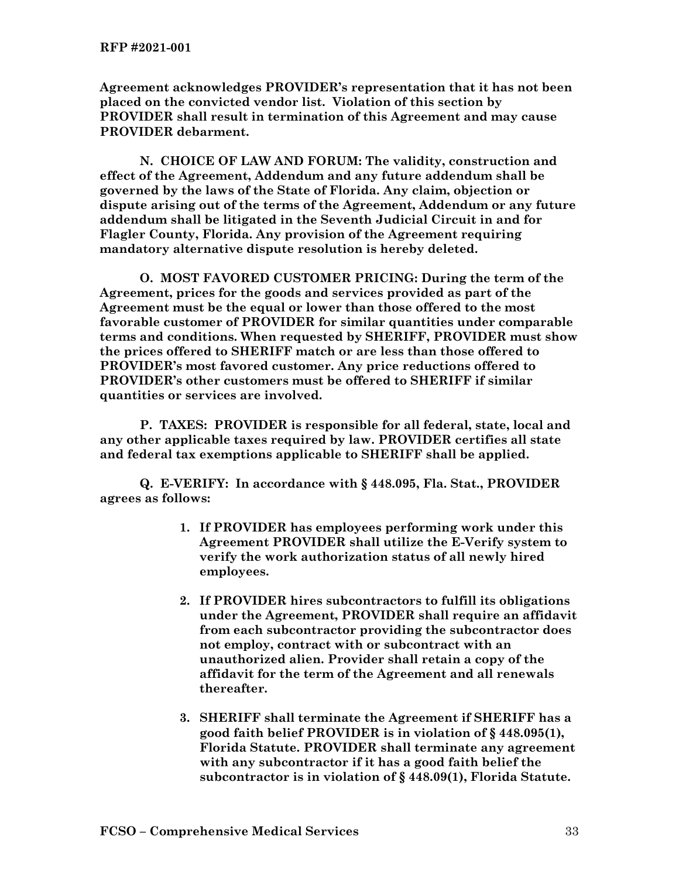**Agreement acknowledges PROVIDER's representation that it has not been placed on the convicted vendor list. Violation of this section by PROVIDER shall result in termination of this Agreement and may cause PROVIDER debarment.**

**N. CHOICE OF LAW AND FORUM: The validity, construction and effect of the Agreement, Addendum and any future addendum shall be governed by the laws of the State of Florida. Any claim, objection or dispute arising out of the terms of the Agreement, Addendum or any future addendum shall be litigated in the Seventh Judicial Circuit in and for Flagler County, Florida. Any provision of the Agreement requiring mandatory alternative dispute resolution is hereby deleted.**

**O. MOST FAVORED CUSTOMER PRICING: During the term of the Agreement, prices for the goods and services provided as part of the Agreement must be the equal or lower than those offered to the most favorable customer of PROVIDER for similar quantities under comparable terms and conditions. When requested by SHERIFF, PROVIDER must show the prices offered to SHERIFF match or are less than those offered to PROVIDER's most favored customer. Any price reductions offered to PROVIDER's other customers must be offered to SHERIFF if similar quantities or services are involved.**

**P. TAXES: PROVIDER is responsible for all federal, state, local and any other applicable taxes required by law. PROVIDER certifies all state and federal tax exemptions applicable to SHERIFF shall be applied.**

**Q. E-VERIFY: In accordance with § 448.095, Fla. Stat., PROVIDER agrees as follows:**

1. **If PROVIDER has employees performing work under this Agreement PROVIDER shall utilize the E-Verify system to verify the work authorization status of all newly hired employees.**

2. **If PROVIDER hires subcontractors to fulfill its obligations under the Agreement, PROVIDER shall require an affidavit from each subcontractor providing the subcontractor does not employ, contract with or subcontract with an unauthorized alien. Provider shall retain a copy of the affidavit for the term of the Agreement and all renewals thereafter.**

3. **SHERIFF shall terminate the Agreement if SHERIFF has a good faith belief PROVIDER is in violation of § 448.095(1), Florida Statute. PROVIDER shall terminate any agreement with any subcontractor if it has a good faith belief the subcontractor is in violation of § 448.09(1), Florida Statute.**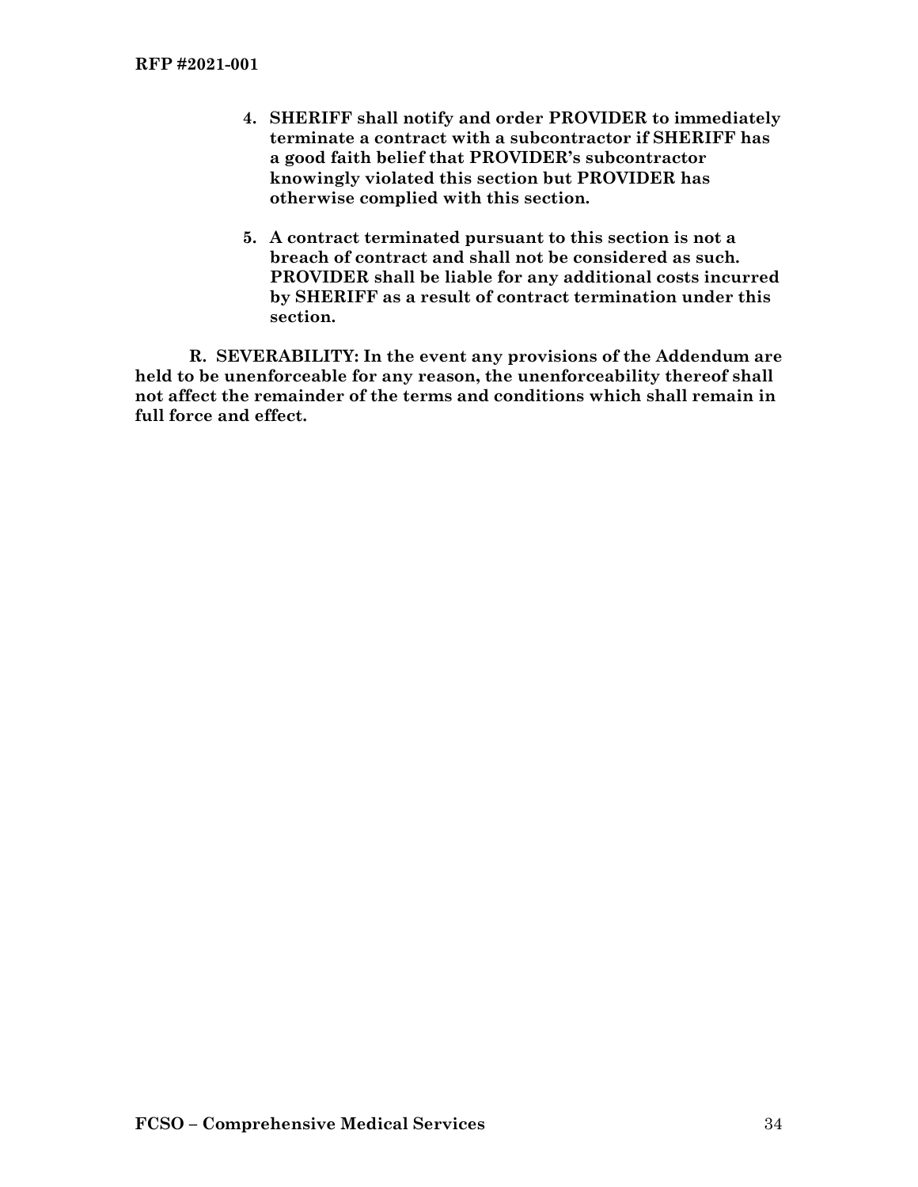4. **SHERIFF shall notify and order PROVIDER to immediately terminate a contract with a subcontractor if SHERIFF has a good faith belief that PROVIDER's subcontractor knowingly violated this section but PROVIDER has otherwise complied with this section.**

5. **A contract terminated pursuant to this section is not a breach of contract and shall not be considered as such. PROVIDER shall be liable for any additional costs incurred by SHERIFF as a result of contract termination under this section.**

**R. SEVERABILITY: In the event any provisions of the Addendum are held to be unenforceable for any reason, the unenforceability thereof shall not affect the remainder of the terms and conditions which shall remain in full force and effect.**